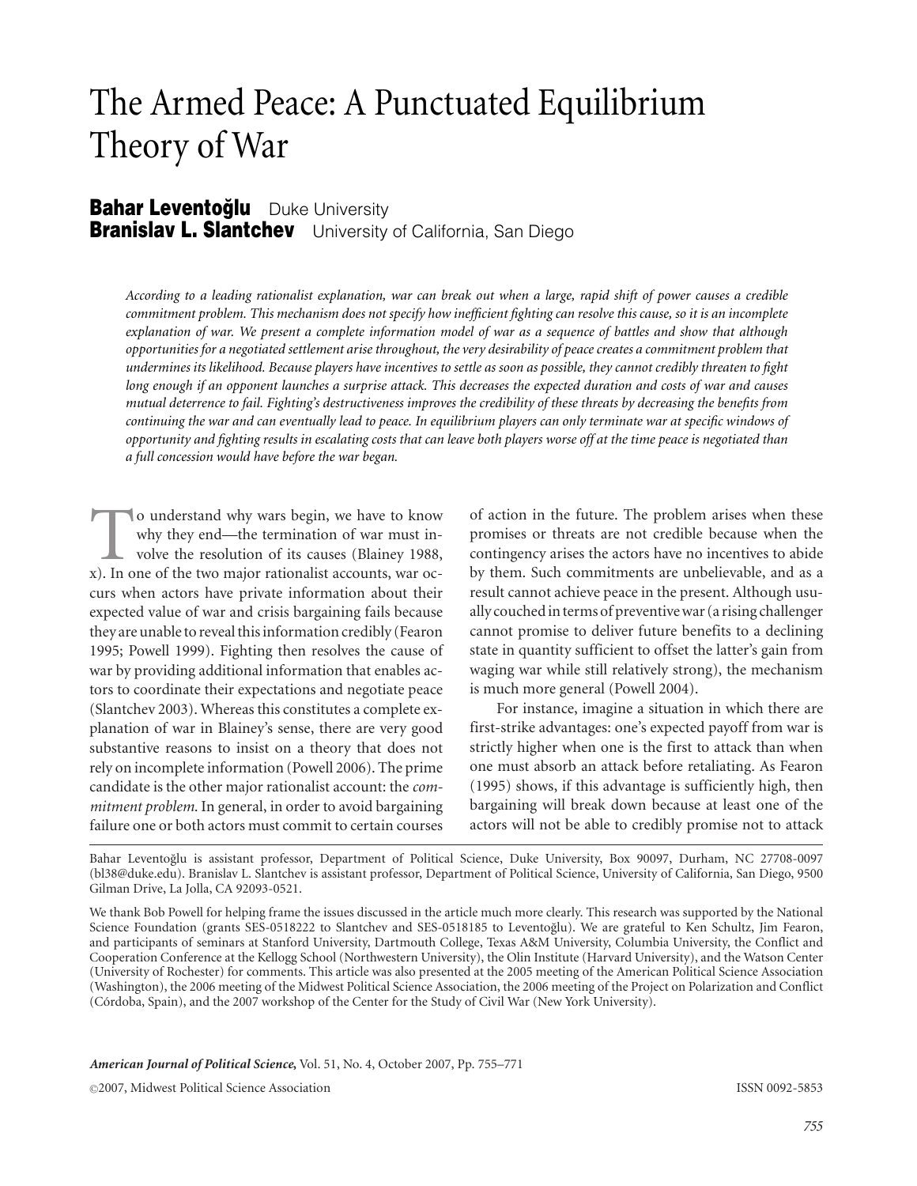# The Armed Peace: A Punctuated Equilibrium Theory of War

**Bahar Leventoğlu** Duke University
**Branislav L. Slantchev** University of California, San Diego

*According to a leading rationalist explanation, war can break out when a large, rapid shift of power causes a credible commitment problem. This mechanism does not specify how inefficient fighting can resolve this cause, so it is an incomplete explanation of war. We present a complete information model of war as a sequence of battles and show that although opportunities for a negotiated settlement arise throughout, the very desirability of peace creates a commitment problem that undermines its likelihood. Because players have incentives to settle as soon as possible, they cannot credibly threaten to fight long enough if an opponent launches a surprise attack. This decreases the expected duration and costs of war and causes mutual deterrence to fail. Fighting's destructiveness improves the credibility of these threats by decreasing the benefits from continuing the war and can eventually lead to peace. In equilibrium players can only terminate war at specific windows of opportunity and fighting results in escalating costs that can leave both players worse off at the time peace is negotiated than a full concession would have before the war began.*

To understand why wars begin, we have to know why they end—the termination of war must involve the resolution of its causes (Blainey 1988, x). In one of the two major rationalist accounts, war occurs when actors have private information about their expected value of war and crisis bargaining fails because they are unable to reveal this information credibly (Fearon 1995; Powell 1999). Fighting then resolves the cause of war by providing additional information that enables actors to coordinate their expectations and negotiate peace (Slantchev 2003). Whereas this constitutes a complete explanation of war in Blainey's sense, there are very good substantive reasons to insist on a theory that does not rely on incomplete information (Powell 2006). The prime candidate is the other major rationalist account: the *commitment problem*. In general, in order to avoid bargaining failure one or both actors must commit to certain courses of action in the future. The problem arises when these promises or threats are not credible because when the contingency arises the actors have no incentives to abide by them. Such commitments are unbelievable, and as a result cannot achieve peace in the present. Although usually couched in terms of preventive war (a rising challenger cannot promise to deliver future benefits to a declining state in quantity sufficient to offset the latter's gain from waging war while still relatively strong), the mechanism is much more general (Powell 2004).

For instance, imagine a situation in which there are first-strike advantages: one's expected payoff from war is strictly higher when one is the first to attack than when one must absorb an attack before retaliating. As Fearon (1995) shows, if this advantage is sufficiently high, then bargaining will break down because at least one of the actors will not be able to credibly promise not to attack

Bahar Leventoğlu is assistant professor, Department of Political Science, Duke University, Box 90097, Durham, NC 27708-0097 (bl38@duke.edu). Branislav L. Slantchev is assistant professor, Department of Political Science, University of California, San Diego, 9500 Gilman Drive, La Jolla, CA 92093-0521.

We thank Bob Powell for helping frame the issues discussed in the article much more clearly. This research was supported by the National Science Foundation (grants SES-0518222 to Slantchev and SES-0518185 to Leventoğlu). We are grateful to Ken Schultz, Jim Fearon, and participants of seminars at Stanford University, Dartmouth College, Texas A&M University, Columbia University, the Conflict and Cooperation Conference at the Kellogg School (Northwestern University), the Olin Institute (Harvard University), and the Watson Center (University of Rochester) for comments. This article was also presented at the 2005 meeting of the American Political Science Association (Washington), the 2006 meeting of the Midwest Political Science Association, the 2006 meeting of the Project on Polarization and Conflict (Córdoba, Spain), and the 2007 workshop of the Center for the Study of Civil War (New York University).

*American Journal of Political Science*, Vol. 51, No. 4, October 2007, Pp. 755–771

©2007, Midwest Political Science Association ISSN 0092-5853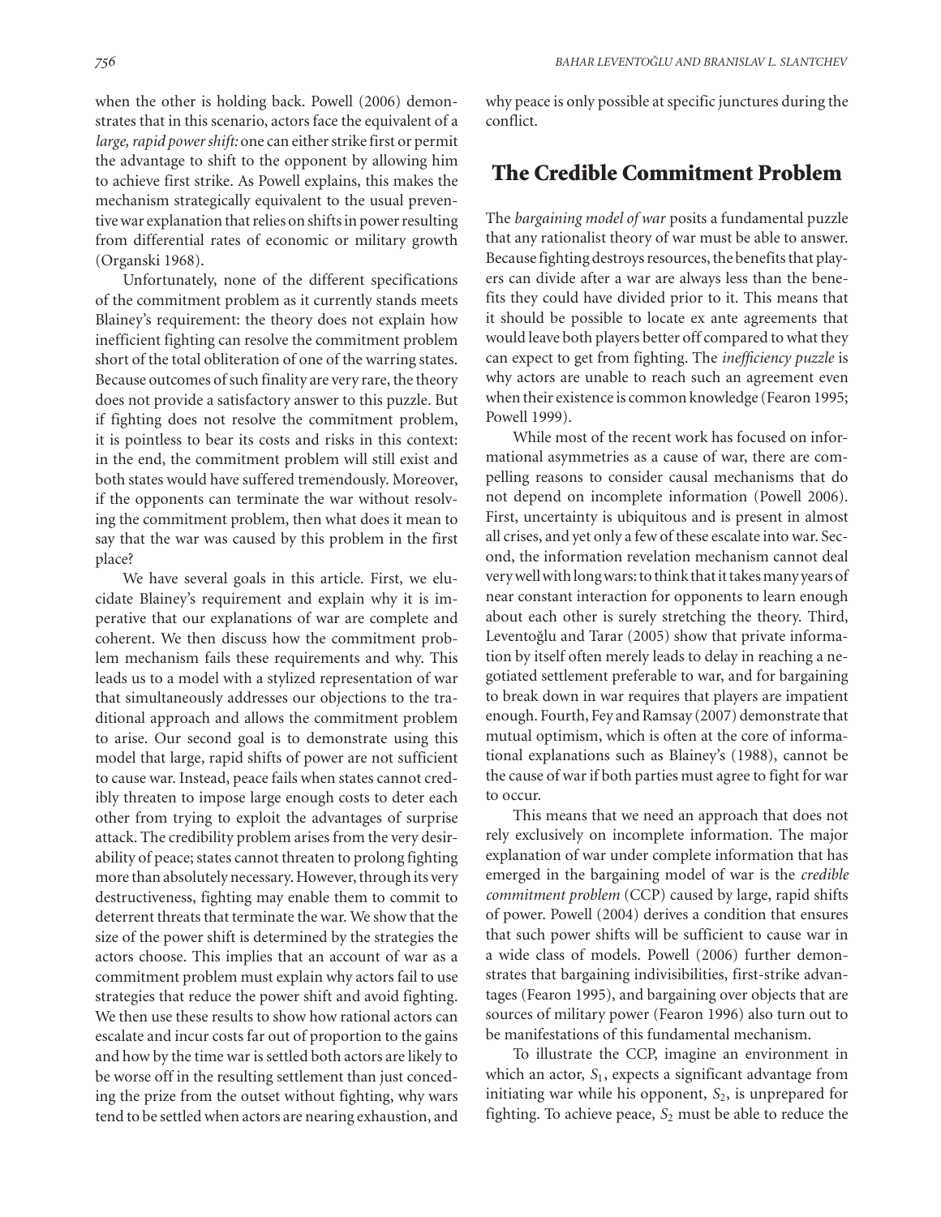when the other is holding back. Powell (2006) demonstrates that in this scenario, actors face the equivalent of a *large, rapid power shift:* one can either strike first or permit the advantage to shift to the opponent by allowing him to achieve first strike. As Powell explains, this makes the mechanism strategically equivalent to the usual preventive war explanation that relies on shifts in power resulting from differential rates of economic or military growth (Organski 1968).

Unfortunately, none of the different specifications of the commitment problem as it currently stands meets Blainey's requirement: the theory does not explain how inefficient fighting can resolve the commitment problem short of the total obliteration of one of the warring states. Because outcomes of such finality are very rare, the theory does not provide a satisfactory answer to this puzzle. But if fighting does not resolve the commitment problem, it is pointless to bear its costs and risks in this context: in the end, the commitment problem will still exist and both states would have suffered tremendously. Moreover, if the opponents can terminate the war without resolving the commitment problem, then what does it mean to say that the war was caused by this problem in the first place?

We have several goals in this article. First, we elucidate Blainey's requirement and explain why it is imperative that our explanations of war are complete and coherent. We then discuss how the commitment problem mechanism fails these requirements and why. This leads us to a model with a stylized representation of war that simultaneously addresses our objections to the traditional approach and allows the commitment problem to arise. Our second goal is to demonstrate using this model that large, rapid shifts of power are not sufficient to cause war. Instead, peace fails when states cannot credibly threaten to impose large enough costs to deter each other from trying to exploit the advantages of surprise attack. The credibility problem arises from the very desirability of peace; states cannot threaten to prolong fighting more than absolutely necessary. However, through its very destructiveness, fighting may enable them to commit to deterrent threats that terminate the war. We show that the size of the power shift is determined by the strategies the actors choose. This implies that an account of war as a commitment problem must explain why actors fail to use strategies that reduce the power shift and avoid fighting. We then use these results to show how rational actors can escalate and incur costs far out of proportion to the gains and how by the time war is settled both actors are likely to be worse off in the resulting settlement than just conceding the prize from the outset without fighting, why wars tend to be settled when actors are nearing exhaustion, and why peace is only possible at specific junctures during the conflict.

## The Credible Commitment Problem

The *bargaining model of war* posits a fundamental puzzle that any rationalist theory of war must be able to answer. Because fighting destroys resources, the benefits that players can divide after a war are always less than the benefits they could have divided prior to it. This means that it should be possible to locate ex ante agreements that would leave both players better off compared to what they can expect to get from fighting. The *inefficiency puzzle* is why actors are unable to reach such an agreement even when their existence is common knowledge (Fearon 1995; Powell 1999).

While most of the recent work has focused on informational asymmetries as a cause of war, there are compelling reasons to consider causal mechanisms that do not depend on incomplete information (Powell 2006). First, uncertainty is ubiquitous and is present in almost all crises, and yet only a few of these escalate into war. Second, the information revelation mechanism cannot deal very well with long wars: to think that it takes many years of near constant interaction for opponents to learn enough about each other is surely stretching the theory. Third, Leventoğlu and Tarar (2005) show that private information by itself often merely leads to delay in reaching a negotiated settlement preferable to war, and for bargaining to break down in war requires that players are impatient enough. Fourth, Fey and Ramsay (2007) demonstrate that mutual optimism, which is often at the core of informational explanations such as Blainey's (1988), cannot be the cause of war if both parties must agree to fight for war to occur.

This means that we need an approach that does not rely exclusively on incomplete information. The major explanation of war under complete information that has emerged in the bargaining model of war is the *credible commitment problem* (CCP) caused by large, rapid shifts of power. Powell (2004) derives a condition that ensures that such power shifts will be sufficient to cause war in a wide class of models. Powell (2006) further demonstrates that bargaining indivisibilities, first-strike advantages (Fearon 1995), and bargaining over objects that are sources of military power (Fearon 1996) also turn out to be manifestations of this fundamental mechanism.

To illustrate the CCP, imagine an environment in which an actor, $S_1$, expects a significant advantage from initiating war while his opponent, $S_2$, is unprepared for fighting. To achieve peace, $S_2$ must be able to reduce the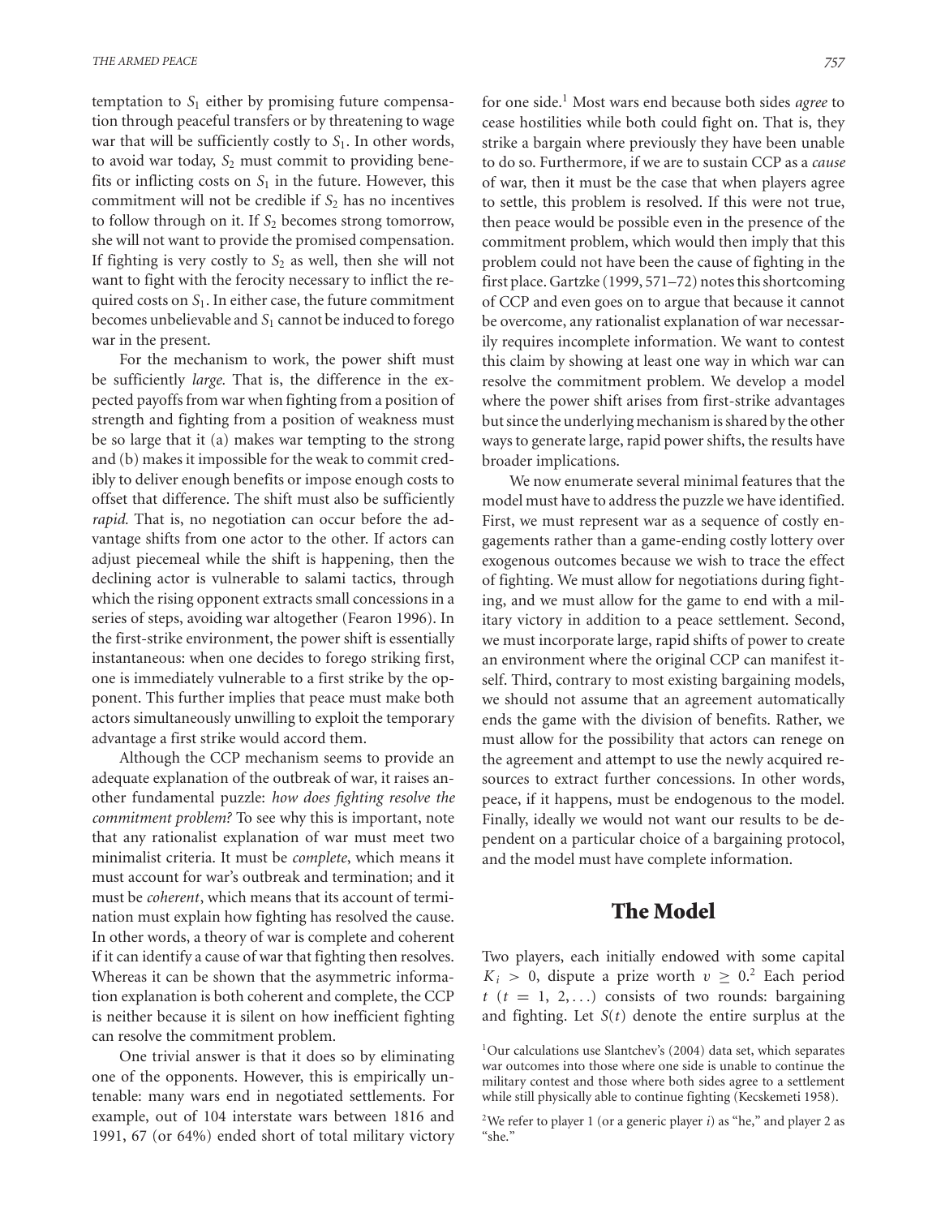temptation to $S_1$ either by promising future compensation through peaceful transfers or by threatening to wage war that will be sufficiently costly to $S_1$. In other words, to avoid war today, $S_2$ must commit to providing benefits or inflicting costs on $S_1$ in the future. However, this commitment will not be credible if $S_2$ has no incentives to follow through on it. If $S_2$ becomes strong tomorrow, she will not want to provide the promised compensation. If fighting is very costly to $S_2$ as well, then she will not want to fight with the ferocity necessary to inflict the required costs on $S_1$. In either case, the future commitment becomes unbelievable and $S_1$ cannot be induced to forego war in the present.

For the mechanism to work, the power shift must be sufficiently *large.* That is, the difference in the expected payoffs from war when fighting from a position of strength and fighting from a position of weakness must be so large that it (a) makes war tempting to the strong and (b) makes it impossible for the weak to commit credibly to deliver enough benefits or impose enough costs to offset that difference. The shift must also be sufficiently *rapid.* That is, no negotiation can occur before the advantage shifts from one actor to the other. If actors can adjust piecemeal while the shift is happening, then the declining actor is vulnerable to salami tactics, through which the rising opponent extracts small concessions in a series of steps, avoiding war altogether (Fearon 1996). In the first-strike environment, the power shift is essentially instantaneous: when one decides to forego striking first, one is immediately vulnerable to a first strike by the opponent. This further implies that peace must make both actors simultaneously unwilling to exploit the temporary advantage a first strike would accord them.

Although the CCP mechanism seems to provide an adequate explanation of the outbreak of war, it raises another fundamental puzzle: *how does fighting resolve the commitment problem?* To see why this is important, note that any rationalist explanation of war must meet two minimalist criteria. It must be *complete*, which means it must account for war's outbreak and termination; and it must be *coherent*, which means that its account of termination must explain how fighting has resolved the cause. In other words, a theory of war is complete and coherent if it can identify a cause of war that fighting then resolves. Whereas it can be shown that the asymmetric information explanation is both coherent and complete, the CCP is neither because it is silent on how inefficient fighting can resolve the commitment problem.

One trivial answer is that it does so by eliminating one of the opponents. However, this is empirically untenable: many wars end in negotiated settlements. For example, out of 104 interstate wars between 1816 and 1991, 67 (or 64%) ended short of total military victory for one side.[1] Most wars end because both sides *agree* to cease hostilities while both could fight on. That is, they strike a bargain where previously they have been unable to do so. Furthermore, if we are to sustain CCP as a *cause* of war, then it must be the case that when players agree to settle, this problem is resolved. If this were not true, then peace would be possible even in the presence of the commitment problem, which would then imply that this problem could not have been the cause of fighting in the first place. Gartzke (1999, 571–72) notes this shortcoming of CCP and even goes on to argue that because it cannot be overcome, any rationalist explanation of war necessarily requires incomplete information. We want to contest this claim by showing at least one way in which war can resolve the commitment problem. We develop a model where the power shift arises from first-strike advantages but since the underlying mechanism is shared by the other ways to generate large, rapid power shifts, the results have broader implications.

We now enumerate several minimal features that the model must have to address the puzzle we have identified. First, we must represent war as a sequence of costly engagements rather than a game-ending costly lottery over exogenous outcomes because we wish to trace the effect of fighting. We must allow for negotiations during fighting, and we must allow for the game to end with a military victory in addition to a peace settlement. Second, we must incorporate large, rapid shifts of power to create an environment where the original CCP can manifest itself. Third, contrary to most existing bargaining models, we should not assume that an agreement automatically ends the game with the division of benefits. Rather, we must allow for the possibility that actors can renege on the agreement and attempt to use the newly acquired resources to extract further concessions. In other words, peace, if it happens, must be endogenous to the model. Finally, ideally we would not want our results to be dependent on a particular choice of a bargaining protocol, and the model must have complete information.

## The Model

Two players, each initially endowed with some capital $K_i > 0$, dispute a prize worth $v \geq 0$.[2] Each period $t$ ($t = 1, 2, \ldots$) consists of two rounds: bargaining and fighting. Let $S(t)$ denote the entire surplus at the

[1]Our calculations use Slantchev's (2004) data set, which separates war outcomes into those where one side is unable to continue the military contest and those where both sides agree to a settlement while still physically able to continue fighting (Kecskemeti 1958).

[2]We refer to player 1 (or a generic player $i$) as "he," and player 2 as "she."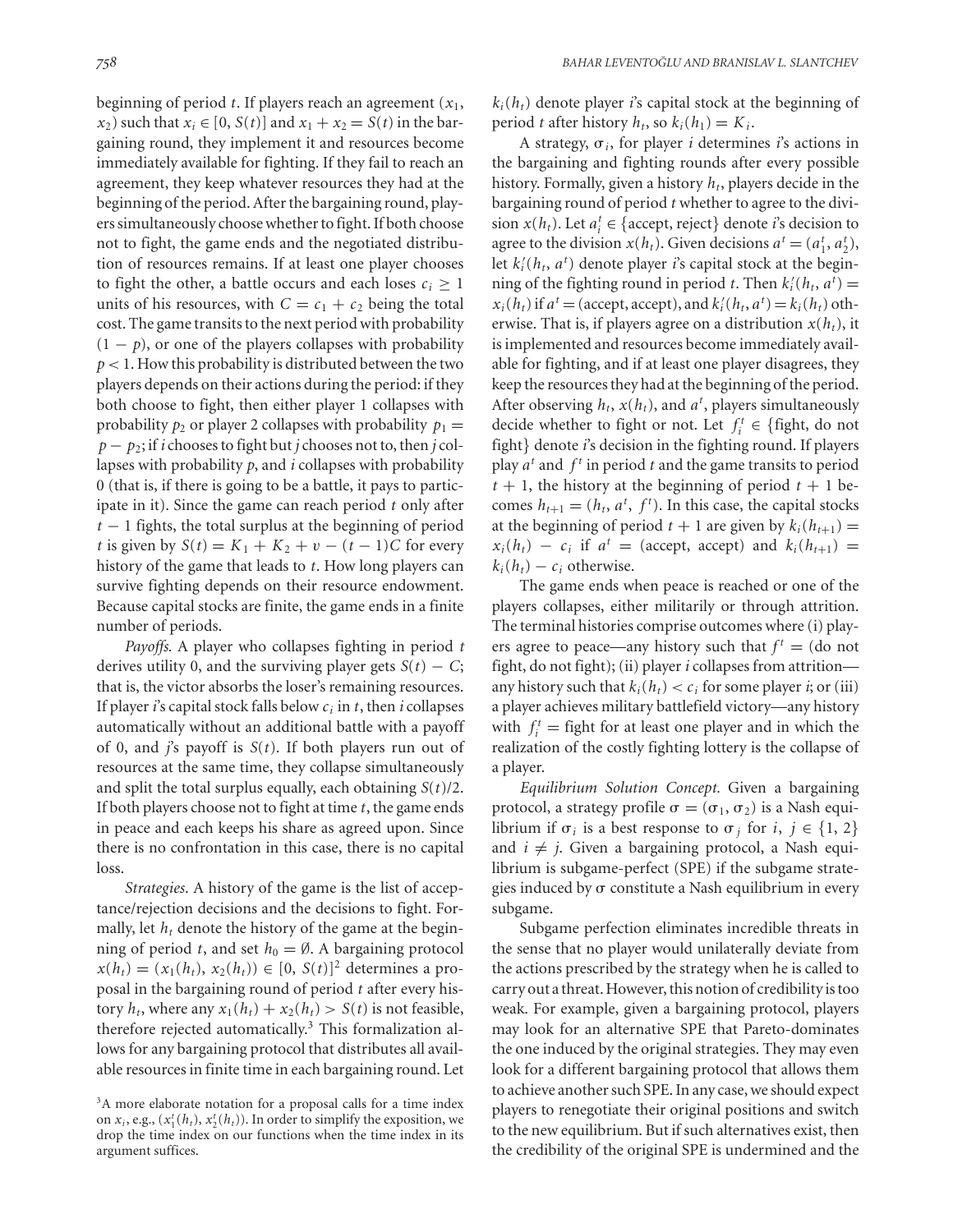beginning of period $t$. If players reach an agreement $(x_1, x_2)$ such that $x_i \in [0, S(t)]$ and $x_1 + x_2 = S(t)$ in the bargaining round, they implement it and resources become immediately available for fighting. If they fail to reach an agreement, they keep whatever resources they had at the beginning of the period. After the bargaining round, players simultaneously choose whether to fight. If both choose not to fight, the game ends and the negotiated distribution of resources remains. If at least one player chooses to fight the other, a battle occurs and each loses $c_i \geq 1$ units of his resources, with $C = c_1 + c_2$ being the total cost. The game transits to the next period with probability $(1 - p)$, or one of the players collapses with probability $p < 1$. How this probability is distributed between the two players depends on their actions during the period: if they both choose to fight, then either player 1 collapses with probability $p_2$ or player 2 collapses with probability $p_1 = p - p_2$; if $i$ chooses to fight but $j$ chooses not to, then $j$ collapses with probability $p$, and $i$ collapses with probability 0 (that is, if there is going to be a battle, it pays to participate in it). Since the game can reach period $t$ only after $t - 1$ fights, the total surplus at the beginning of period $t$ is given by $S(t) = K_1 + K_2 + v - (t - 1)C$ for every history of the game that leads to $t$. How long players can survive fighting depends on their resource endowment. Because capital stocks are finite, the game ends in a finite number of periods.

*Payoffs.* A player who collapses fighting in period $t$ derives utility 0, and the surviving player gets $S(t) - C$; that is, the victor absorbs the loser's remaining resources. If player $i$'s capital stock falls below $c_i$ in $t$, then $i$ collapses automatically without an additional battle with a payoff of 0, and $j$'s payoff is $S(t)$. If both players run out of resources at the same time, they collapse simultaneously and split the total surplus equally, each obtaining $S(t)/2$. If both players choose not to fight at time $t$, the game ends in peace and each keeps his share as agreed upon. Since there is no confrontation in this case, there is no capital loss.

*Strategies.* A history of the game is the list of acceptance/rejection decisions and the decisions to fight. Formally, let $h_t$ denote the history of the game at the beginning of period $t$, and set $h_0 = \emptyset$. A bargaining protocol $x(h_t) = (x_1(h_t), x_2(h_t)) \in [0, S(t)]^2$ determines a proposal in the bargaining round of period $t$ after every history $h_t$, where any $x_1(h_t) + x_2(h_t) > S(t)$ is not feasible, therefore rejected automatically.[3] This formalization allows for any bargaining protocol that distributes all available resources in finite time in each bargaining round. Let $k_i(h_t)$ denote player $i$'s capital stock at the beginning of period $t$ after history $h_t$, so $k_i(h_1) = K_i$.

A strategy, $\sigma_i$, for player $i$ determines $i$'s actions in the bargaining and fighting rounds after every possible history. Formally, given a history $h_t$, players decide in the bargaining round of period $t$ whether to agree to the division $x(h_t)$. Let $a_i^t \in$ {accept, reject} denote $i$'s decision to agree to the division $x(h_t)$. Given decisions $a^t = (a_1^t, a_2^t)$, let $k_i^t(h_t, a^t)$ denote player $i$'s capital stock at the beginning of the fighting round in period $t$. Then $k_i^t(h_t, a^t) = x_i(h_t)$ if $a^t =$ (accept, accept), and $k_i^t(h_t, a^t) = k_i(h_t)$ otherwise. That is, if players agree on a distribution $x(h_t)$, it is implemented and resources become immediately available for fighting, and if at least one player disagrees, they keep the resources they had at the beginning of the period. After observing $h_t$, $x(h_t)$, and $a^t$, players simultaneously decide whether to fight or not. Let $f_i^t \in$ {fight, do not fight} denote $i$'s decision in the fighting round. If players play $a^t$ and $f^t$ in period $t$ and the game transits to period $t + 1$, the history at the beginning of period $t + 1$ becomes $h_{t+1} = (h_t, a^t, f^t)$. In this case, the capital stocks at the beginning of period $t + 1$ are given by $k_i(h_{t+1}) = x_i(h_t) - c_i$ if $a^t =$ (accept, accept) and $k_i(h_{t+1}) = k_i(h_t) - c_i$ otherwise.

The game ends when peace is reached or one of the players collapses, either militarily or through attrition. The terminal histories comprise outcomes where (i) players agree to peace—any history such that $f^t =$ (do not fight, do not fight); (ii) player $i$ collapses from attrition—any history such that $k_i(h_t) < c_i$ for some player $i$; or (iii) a player achieves military battlefield victory—any history with $f_i^t =$ fight for at least one player and in which the realization of the costly fighting lottery is the collapse of a player.

*Equilibrium Solution Concept.* Given a bargaining protocol, a strategy profile $\sigma = (\sigma_1, \sigma_2)$ is a Nash equilibrium if $\sigma_i$ is a best response to $\sigma_j$ for $i, j \in \{1, 2\}$ and $i \neq j$. Given a bargaining protocol, a Nash equilibrium is subgame-perfect (SPE) if the subgame strategies induced by $\sigma$ constitute a Nash equilibrium in every subgame.

Subgame perfection eliminates incredible threats in the sense that no player would unilaterally deviate from the actions prescribed by the strategy when he is called to carry out a threat. However, this notion of credibility is too weak. For example, given a bargaining protocol, players may look for an alternative SPE that Pareto-dominates the one induced by the original strategies. They may even look for a different bargaining protocol that allows them to achieve another such SPE. In any case, we should expect players to renegotiate their original positions and switch to the new equilibrium. But if such alternatives exist, then the credibility of the original SPE is undermined and the

[3] A more elaborate notation for a proposal calls for a time index on $x_i$, e.g., $(x_1^t(h_t), x_2^t(h_t))$. In order to simplify the exposition, we drop the time index on our functions when the time index in its argument suffices.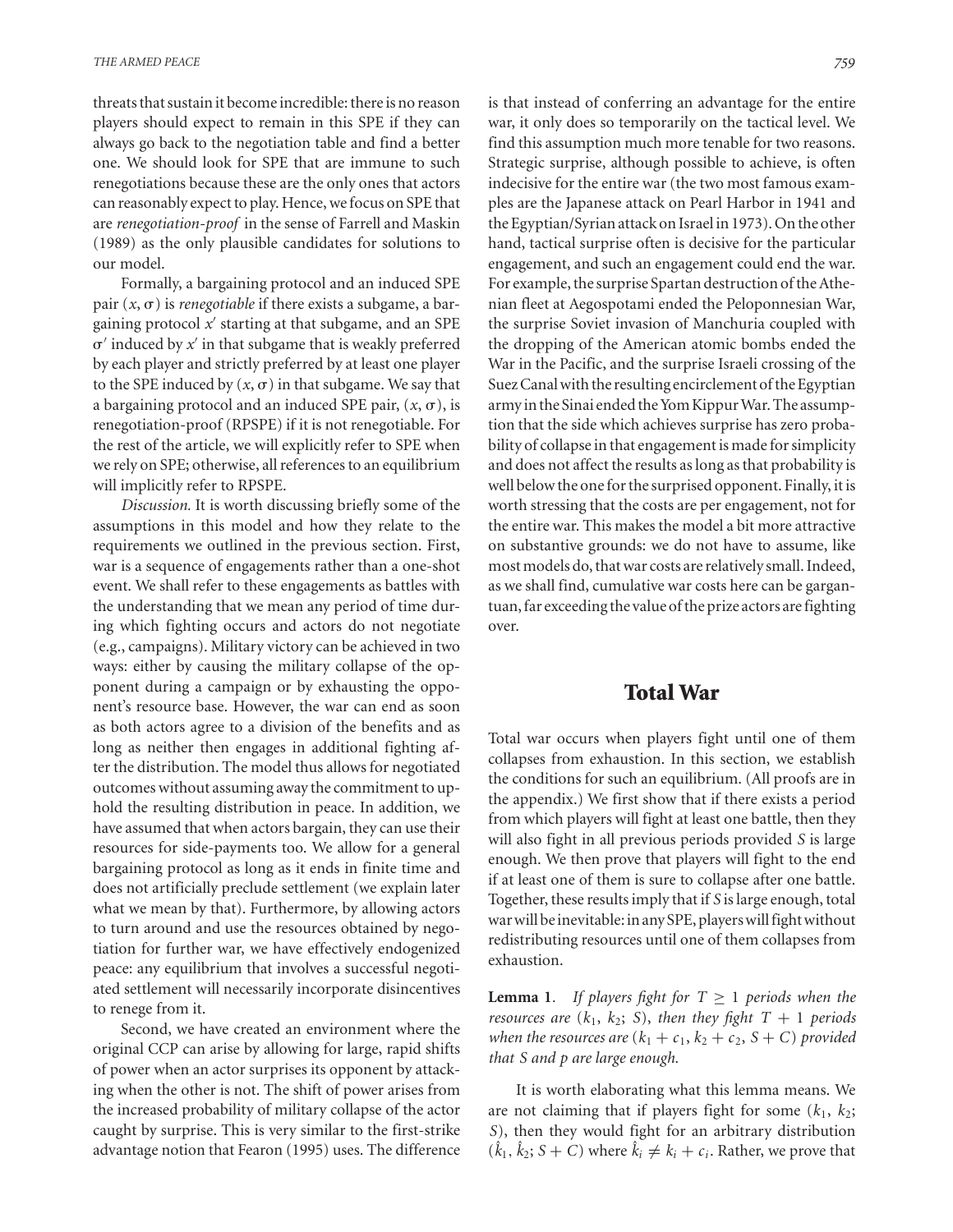threats that sustain it become incredible: there is no reason players should expect to remain in this SPE if they can always go back to the negotiation table and find a better one. We should look for SPE that are immune to such renegotiations because these are the only ones that actors can reasonably expect to play. Hence, we focus on SPE that are *renegotiation-proof* in the sense of Farrell and Maskin (1989) as the only plausible candidates for solutions to our model.

Formally, a bargaining protocol and an induced SPE pair $(x, \sigma)$ is *renegotiable* if there exists a subgame, a bargaining protocol $x'$ starting at that subgame, and an SPE $\sigma'$ induced by $x'$ in that subgame that is weakly preferred by each player and strictly preferred by at least one player to the SPE induced by $(x, \sigma)$ in that subgame. We say that a bargaining protocol and an induced SPE pair, $(x, \sigma)$, is renegotiation-proof (RPSPE) if it is not renegotiable. For the rest of the article, we will explicitly refer to SPE when we rely on SPE; otherwise, all references to an equilibrium will implicitly refer to RPSPE.

*Discussion.* It is worth discussing briefly some of the assumptions in this model and how they relate to the requirements we outlined in the previous section. First, war is a sequence of engagements rather than a one-shot event. We shall refer to these engagements as battles with the understanding that we mean any period of time during which fighting occurs and actors do not negotiate (e.g., campaigns). Military victory can be achieved in two ways: either by causing the military collapse of the opponent during a campaign or by exhausting the opponent's resource base. However, the war can end as soon as both actors agree to a division of the benefits and as long as neither then engages in additional fighting after the distribution. The model thus allows for negotiated outcomes without assuming away the commitment to uphold the resulting distribution in peace. In addition, we have assumed that when actors bargain, they can use their resources for side-payments too. We allow for a general bargaining protocol as long as it ends in finite time and does not artificially preclude settlement (we explain later what we mean by that). Furthermore, by allowing actors to turn around and use the resources obtained by negotiation for further war, we have effectively endogenized peace: any equilibrium that involves a successful negotiated settlement will necessarily incorporate disincentives to renege from it.

Second, we have created an environment where the original CCP can arise by allowing for large, rapid shifts of power when an actor surprises its opponent by attacking when the other is not. The shift of power arises from the increased probability of military collapse of the actor caught by surprise. This is very similar to the first-strike advantage notion that Fearon (1995) uses. The difference is that instead of conferring an advantage for the entire war, it only does so temporarily on the tactical level. We find this assumption much more tenable for two reasons. Strategic surprise, although possible to achieve, is often indecisive for the entire war (the two most famous examples are the Japanese attack on Pearl Harbor in 1941 and the Egyptian/Syrian attack on Israel in 1973). On the other hand, tactical surprise often is decisive for the particular engagement, and such an engagement could end the war. For example, the surprise Spartan destruction of the Athenian fleet at Aegospotami ended the Peloponnesian War, the surprise Soviet invasion of Manchuria coupled with the dropping of the American atomic bombs ended the War in the Pacific, and the surprise Israeli crossing of the Suez Canal with the resulting encirclement of the Egyptian army in the Sinai ended the Yom Kippur War. The assumption that the side which achieves surprise has zero probability of collapse in that engagement is made for simplicity and does not affect the results as long as that probability is well below the one for the surprised opponent. Finally, it is worth stressing that the costs are per engagement, not for the entire war. This makes the model a bit more attractive on substantive grounds: we do not have to assume, like most models do, that war costs are relatively small. Indeed, as we shall find, cumulative war costs here can be gargantuan, far exceeding the value of the prize actors are fighting over.

## Total War

Total war occurs when players fight until one of them collapses from exhaustion. In this section, we establish the conditions for such an equilibrium. (All proofs are in the appendix.) We first show that if there exists a period from which players will fight at least one battle, then they will also fight in all previous periods provided $S$ is large enough. We then prove that players will fight to the end if at least one of them is sure to collapse after one battle. Together, these results imply that if $S$ is large enough, total war will be inevitable: in any SPE, players will fight without redistributing resources until one of them collapses from exhaustion.

**Lemma 1**. *If players fight for $T \geq 1$ periods when the resources are $(k_1, k_2; S)$, then they fight $T + 1$ periods when the resources are $(k_1 + c_1, k_2 + c_2, S + C)$ provided that $S$ and $p$ are large enough.*

It is worth elaborating what this lemma means. We are not claiming that if players fight for some $(k_1, k_2; S)$, then they would fight for an arbitrary distribution $(\hat{k}_1, \hat{k}_2; S + C)$ where $\hat{k}_i \neq k_i + c_i$. Rather, we prove that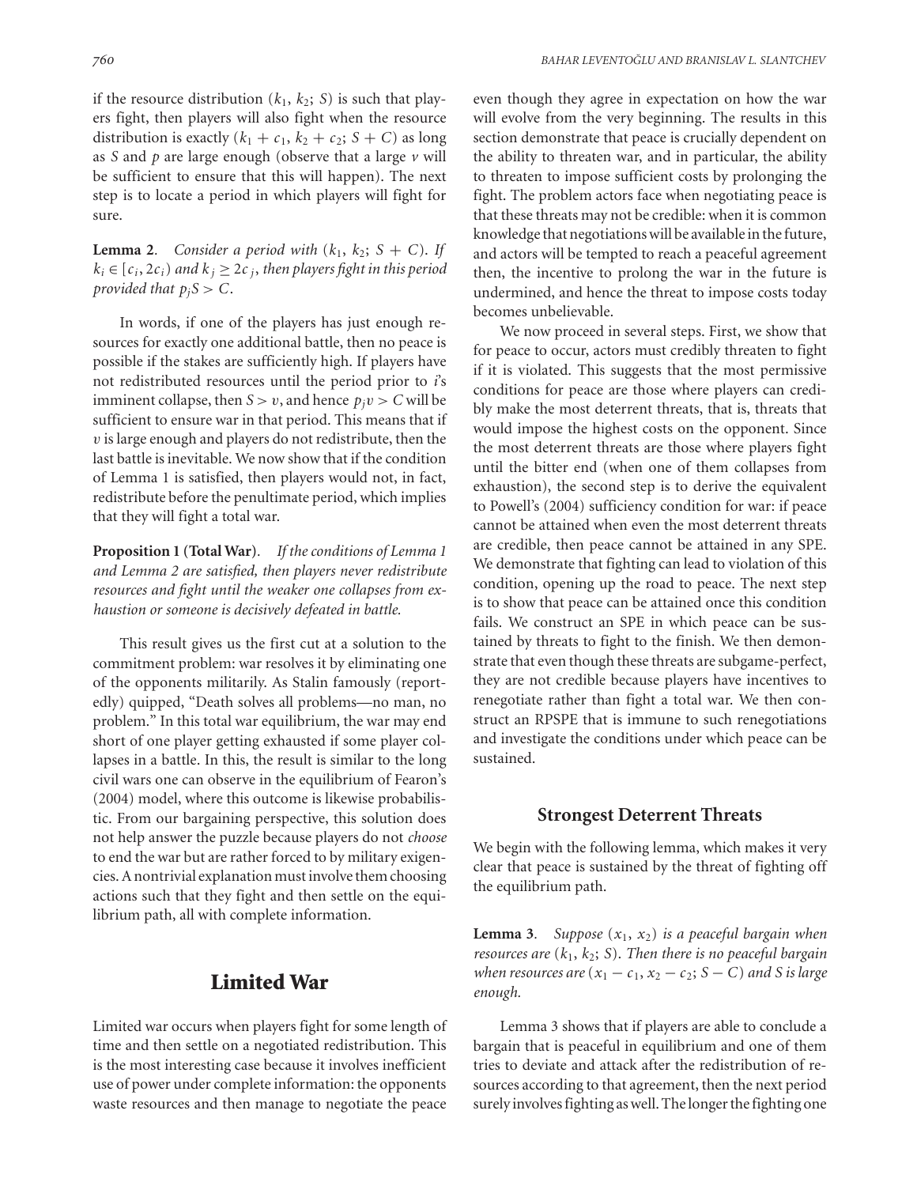if the resource distribution $(k_1, k_2; S)$ is such that players fight, then players will also fight when the resource distribution is exactly $(k_1 + c_1, k_2 + c_2; S + C)$ as long as $S$ and $p$ are large enough (observe that a large $v$ will be sufficient to ensure that this will happen). The next step is to locate a period in which players will fight for sure.

**Lemma 2**. *Consider a period with $(k_1, k_2; S + C)$. If $k_i \in [c_i, 2c_i)$ and $k_j \geq 2c_j$, then players fight in this period provided that $p_j S > C$.*

In words, if one of the players has just enough resources for exactly one additional battle, then no peace is possible if the stakes are sufficiently high. If players have not redistributed resources until the period prior to $i$'s imminent collapse, then $S > v$, and hence $p_j v > C$ will be sufficient to ensure war in that period. This means that if $v$ is large enough and players do not redistribute, then the last battle is inevitable. We now show that if the condition of Lemma 1 is satisfied, then players would not, in fact, redistribute before the penultimate period, which implies that they will fight a total war.

**Proposition 1 (Total War)**. *If the conditions of Lemma 1 and Lemma 2 are satisfied, then players never redistribute resources and fight until the weaker one collapses from exhaustion or someone is decisively defeated in battle.*

This result gives us the first cut at a solution to the commitment problem: war resolves it by eliminating one of the opponents militarily. As Stalin famously (reportedly) quipped, "Death solves all problems—no man, no problem." In this total war equilibrium, the war may end short of one player getting exhausted if some player collapses in a battle. In this, the result is similar to the long civil wars one can observe in the equilibrium of Fearon's (2004) model, where this outcome is likewise probabilistic. From our bargaining perspective, this solution does not help answer the puzzle because players do not *choose* to end the war but are rather forced to by military exigencies. A nontrivial explanation must involve them choosing actions such that they fight and then settle on the equilibrium path, all with complete information.

## Limited War

Limited war occurs when players fight for some length of time and then settle on a negotiated redistribution. This is the most interesting case because it involves inefficient use of power under complete information: the opponents waste resources and then manage to negotiate the peace even though they agree in expectation on how the war will evolve from the very beginning. The results in this section demonstrate that peace is crucially dependent on the ability to threaten war, and in particular, the ability to threaten to impose sufficient costs by prolonging the fight. The problem actors face when negotiating peace is that these threats may not be credible: when it is common knowledge that negotiations will be available in the future, and actors will be tempted to reach a peaceful agreement then, the incentive to prolong the war in the future is undermined, and hence the threat to impose costs today becomes unbelievable.

We now proceed in several steps. First, we show that for peace to occur, actors must credibly threaten to fight if it is violated. This suggests that the most permissive conditions for peace are those where players can credibly make the most deterrent threats, that is, threats that would impose the highest costs on the opponent. Since the most deterrent threats are those where players fight until the bitter end (when one of them collapses from exhaustion), the second step is to derive the equivalent to Powell's (2004) sufficiency condition for war: if peace cannot be attained when even the most deterrent threats are credible, then peace cannot be attained in any SPE. We demonstrate that fighting can lead to violation of this condition, opening up the road to peace. The next step is to show that peace can be attained once this condition fails. We construct an SPE in which peace can be sustained by threats to fight to the finish. We then demonstrate that even though these threats are subgame-perfect, they are not credible because players have incentives to renegotiate rather than fight a total war. We then construct an RPSPE that is immune to such renegotiations and investigate the conditions under which peace can be sustained.

### Strongest Deterrent Threats

We begin with the following lemma, which makes it very clear that peace is sustained by the threat of fighting off the equilibrium path.

**Lemma 3**. *Suppose $(x_1, x_2)$ is a peaceful bargain when resources are $(k_1, k_2; S)$. Then there is no peaceful bargain when resources are $(x_1 - c_1, x_2 - c_2; S - C)$ and $S$ is large enough.*

Lemma 3 shows that if players are able to conclude a bargain that is peaceful in equilibrium and one of them tries to deviate and attack after the redistribution of resources according to that agreement, then the next period surely involves fighting as well. The longer the fighting one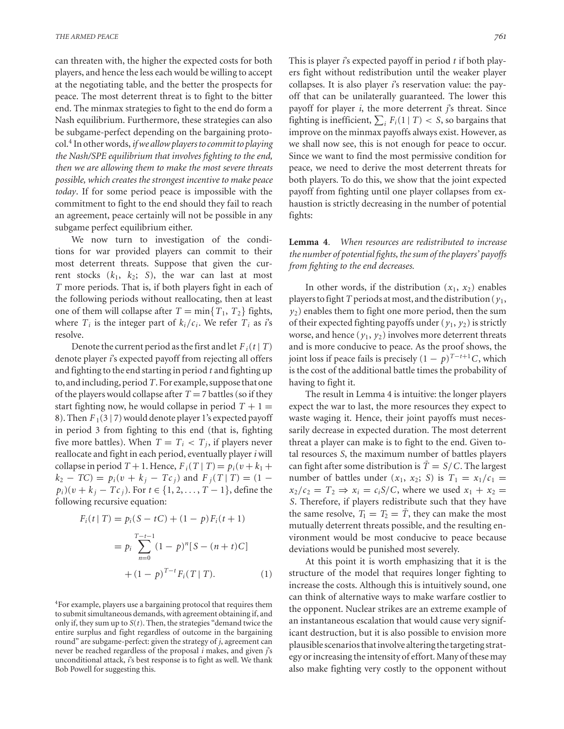can threaten with, the higher the expected costs for both players, and hence the less each would be willing to accept at the negotiating table, and the better the prospects for peace. The most deterrent threat is to fight to the bitter end. The minmax strategies to fight to the end do form a Nash equilibrium. Furthermore, these strategies can also be subgame-perfect depending on the bargaining protocol.[4] In other words, *if we allow players to commit to playing the Nash/SPE equilibrium that involves fighting to the end, then we are allowing them to make the most severe threats possible, which creates the strongest incentive to make peace today*. If for some period peace is impossible with the commitment to fight to the end should they fail to reach an agreement, peace certainly will not be possible in any subgame perfect equilibrium either.

We now turn to investigation of the conditions for war provided players can commit to their most deterrent threats. Suppose that given the current stocks $(k_1, k_2; S)$, the war can last at most $T$ more periods. That is, if both players fight in each of the following periods without reallocating, then at least one of them will collapse after $T = \min\{T_1, T_2\}$ fights, where $T_i$ is the integer part of $k_i/c_i$. We refer $T_i$ as $i$'s resolve.

Denote the current period as the first and let $F_i(t \mid T)$ denote player $i$'s expected payoff from rejecting all offers and fighting to the end starting in period $t$ and fighting up to, and including, period $T$. For example, suppose that one of the players would collapse after $T = 7$ battles (so if they start fighting now, he would collapse in period $T + 1 = 8$). Then $F_1(3 \mid 7)$ would denote player 1's expected payoff in period 3 from fighting to this end (that is, fighting five more battles). When $T = T_i < T_j$, if players never reallocate and fight in each period, eventually player $i$ will collapse in period $T + 1$. Hence, $F_i(T \mid T) = p_i(v + k_1 + k_2 - TC) = p_i(v + k_j - Tc_j)$ and $F_j(T \mid T) = (1 - p_i)(v + k_j - Tc_j)$. For $t \in \{1, 2, \ldots, T - 1\}$, define the following recursive equation:

$$
\begin{aligned}
F_i(t \mid T) &= p_i(S - tC) + (1 - p)F_i(t + 1) \\
&= p_i \sum_{n=0}^{T-t-1} (1 - p)^n [S - (n + t)C] \\
&\quad + (1 - p)^{T-t} F_i(T \mid T). \qquad (1)
\end{aligned}
$$

This is player $i$'s expected payoff in period $t$ if both players fight without redistribution until the weaker player collapses. It is also player $i$'s reservation value: the payoff that can be unilaterally guaranteed. The lower this payoff for player $i$, the more deterrent $j$'s threat. Since fighting is inefficient, $\sum_i F_i(1 \mid T) < S$, so bargains that improve on the minmax payoffs always exist. However, as we shall now see, this is not enough for peace to occur. Since we want to find the most permissive condition for peace, we need to derive the most deterrent threats for both players. To do this, we show that the joint expected payoff from fighting until one player collapses from exhaustion is strictly decreasing in the number of potential fights:

**Lemma 4**. *When resources are redistributed to increase the number of potential fights, the sum of the players' payoffs from fighting to the end decreases.*

In other words, if the distribution $(x_1, x_2)$ enables players to fight $T$ periods at most, and the distribution $(y_1, y_2)$ enables them to fight one more period, then the sum of their expected fighting payoffs under $(y_1, y_2)$ is strictly worse, and hence $(y_1, y_2)$ involves more deterrent threats and is more conducive to peace. As the proof shows, the joint loss if peace fails is precisely $(1 - p)^{T-t+1}C$, which is the cost of the additional battle times the probability of having to fight it.

The result in Lemma 4 is intuitive: the longer players expect the war to last, the more resources they expect to waste waging it. Hence, their joint payoffs must necessarily decrease in expected duration. The most deterrent threat a player can make is to fight to the end. Given total resources $S$, the maximum number of battles players can fight after some distribution is $\bar{T} = S/C$. The largest number of battles under $(x_1, x_2; S)$ is $T_1 = x_1/c_1 = x_2/c_2 = T_2 \Rightarrow x_i = c_i S/C$, where we used $x_1 + x_2 = S$. Therefore, if players redistribute such that they have the same resolve, $T_1 = T_2 = \bar{T}$, they can make the most mutually deterrent threats possible, and the resulting environment would be most conducive to peace because deviations would be punished most severely.

At this point it is worth emphasizing that it is the structure of the model that requires longer fighting to increase the costs. Although this is intuitively sound, one can think of alternative ways to make warfare costlier to the opponent. Nuclear strikes are an extreme example of an instantaneous escalation that would cause very significant destruction, but it is also possible to envision more plausible scenarios that involve altering the targeting strategy or increasing the intensity of effort. Many of these may also make fighting very costly to the opponent without

[4] For example, players use a bargaining protocol that requires them to submit simultaneous demands, with agreement obtaining if, and only if, they sum up to $S(t)$. Then, the strategies "demand twice the entire surplus and fight regardless of outcome in the bargaining round" are subgame-perfect: given the strategy of $j$, agreement can never be reached regardless of the proposal $i$ makes, and given $j$'s unconditional attack, $i$'s best response is to fight as well. We thank Bob Powell for suggesting this.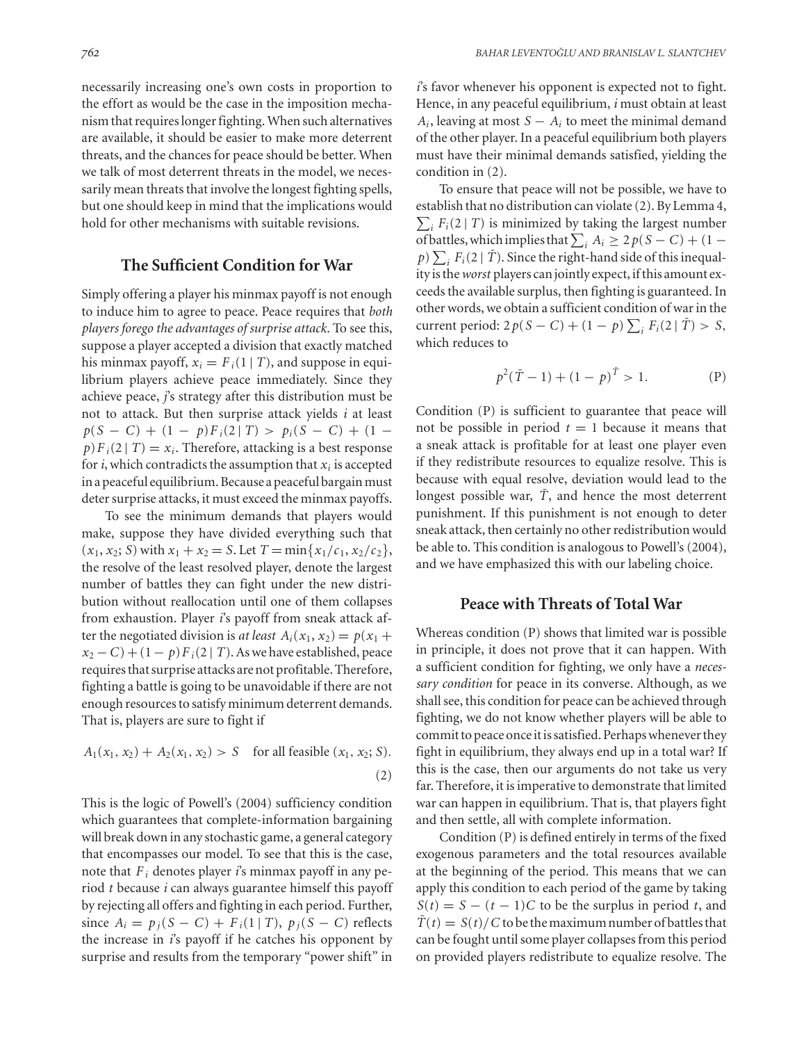necessarily increasing one's own costs in proportion to the effort as would be the case in the imposition mechanism that requires longer fighting. When such alternatives are available, it should be easier to make more deterrent threats, and the chances for peace should be better. When we talk of most deterrent threats in the model, we necessarily mean threats that involve the longest fighting spells, but one should keep in mind that the implications would hold for other mechanisms with suitable revisions.

## The Sufficient Condition for War

Simply offering a player his minmax payoff is not enough to induce him to agree to peace. Peace requires that *both players forego the advantages of surprise attack*. To see this, suppose a player accepted a division that exactly matched his minmax payoff, $x_i = F_i(1 \mid T)$, and suppose in equilibrium players achieve peace immediately. Since they achieve peace, *j*'s strategy after this distribution must be not to attack. But then surprise attack yields *i* at least $p(S - C) + (1 - p)F_i(2 \mid T) > p_i(S - C) + (1 - p)F_i(2 \mid T) = x_i$. Therefore, attacking is a best response for *i*, which contradicts the assumption that $x_i$ is accepted in a peaceful equilibrium. Because a peaceful bargain must deter surprise attacks, it must exceed the minmax payoffs.

To see the minimum demands that players would make, suppose they have divided everything such that $(x_1, x_2; S)$ with $x_1 + x_2 = S$. Let $T = \min\{x_1/c_1, x_2/c_2\}$, the resolve of the least resolved player, denote the largest number of battles they can fight under the new distribution without reallocation until one of them collapses from exhaustion. Player *i*'s payoff from sneak attack after the negotiated division is *at least* $A_i(x_1, x_2) = p(x_1 + x_2 - C) + (1 - p)F_i(2 \mid T)$. As we have established, peace requires that surprise attacks are not profitable. Therefore, fighting a battle is going to be unavoidable if there are not enough resources to satisfy minimum deterrent demands. That is, players are sure to fight if

$$A_1(x_1, x_2) + A_2(x_1, x_2) > S \quad \text{for all feasible } (x_1, x_2; S). \tag{2}$$

This is the logic of Powell's (2004) sufficiency condition which guarantees that complete-information bargaining will break down in any stochastic game, a general category that encompasses our model. To see that this is the case, note that $F_i$ denotes player *i*'s minmax payoff in any period *t* because *i* can always guarantee himself this payoff by rejecting all offers and fighting in each period. Further, since $A_i = p_j(S - C) + F_i(1 \mid T)$, $p_j(S - C)$ reflects the increase in *i*'s payoff if he catches his opponent by surprise and results from the temporary "power shift" in *i*'s favor whenever his opponent is expected not to fight. Hence, in any peaceful equilibrium, *i* must obtain at least $A_i$, leaving at most $S - A_i$ to meet the minimal demand of the other player. In a peaceful equilibrium both players must have their minimal demands satisfied, yielding the condition in (2).

To ensure that peace will not be possible, we have to establish that no distribution can violate (2). By Lemma 4, $\sum_i F_i(2 \mid T)$ is minimized by taking the largest number of battles, which implies that $\sum_i A_i \geq 2p(S - C) + (1 - p)\sum_i F_i(2 \mid \bar{T})$. Since the right-hand side of this inequality is the *worst* players can jointly expect, if this amount exceeds the available surplus, then fighting is guaranteed. In other words, we obtain a sufficient condition of war in the current period: $2p(S - C) + (1 - p)\sum_i F_i(2 \mid \bar{T}) > S$, which reduces to

$$p^2(\bar{T} - 1) + (1 - p)^{\bar{T}} > 1. \tag{P}$$

Condition (P) is sufficient to guarantee that peace will not be possible in period $t = 1$ because it means that a sneak attack is profitable for at least one player even if they redistribute resources to equalize resolve. This is because with equal resolve, deviation would lead to the longest possible war, $\bar{T}$, and hence the most deterrent punishment. If this punishment is not enough to deter sneak attack, then certainly no other redistribution would be able to. This condition is analogous to Powell's (2004), and we have emphasized this with our labeling choice.

## Peace with Threats of Total War

Whereas condition (P) shows that limited war is possible in principle, it does not prove that it can happen. With a sufficient condition for fighting, we only have a *necessary condition* for peace in its converse. Although, as we shall see, this condition for peace can be achieved through fighting, we do not know whether players will be able to commit to peace once it is satisfied. Perhaps whenever they fight in equilibrium, they always end up in a total war? If this is the case, then our arguments do not take us very far. Therefore, it is imperative to demonstrate that limited war can happen in equilibrium. That is, that players fight and then settle, all with complete information.

Condition (P) is defined entirely in terms of the fixed exogenous parameters and the total resources available at the beginning of the period. This means that we can apply this condition to each period of the game by taking $S(t) = S - (t - 1)C$ to be the surplus in period *t*, and $\bar{T}(t) = S(t)/C$ to be the maximum number of battles that can be fought until some player collapses from this period on provided players redistribute to equalize resolve. The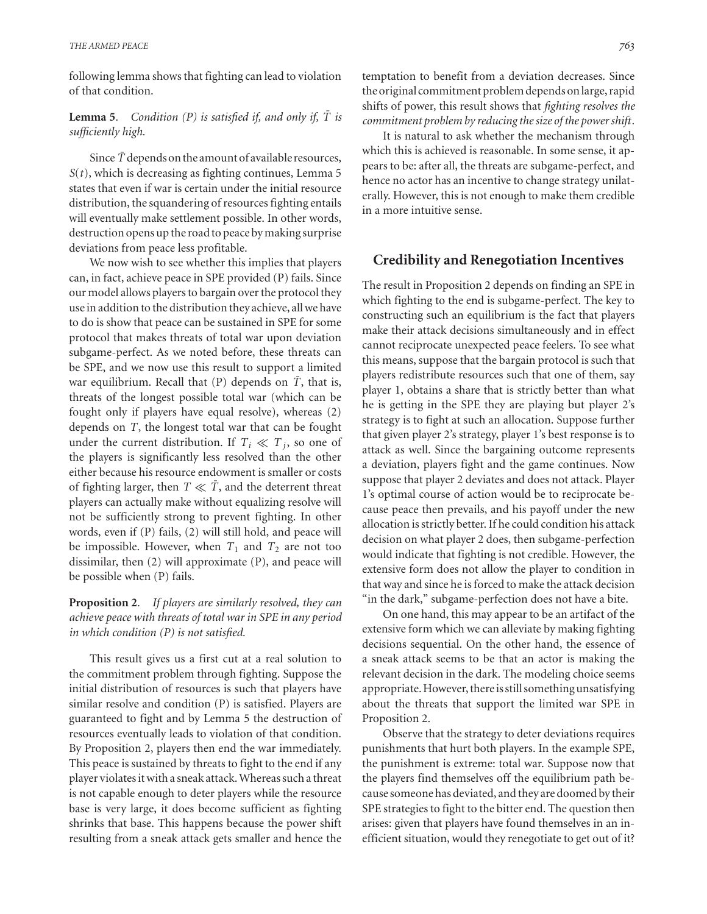following lemma shows that fighting can lead to violation of that condition.

**Lemma 5**. *Condition (P) is satisfied if, and only if, $\bar{T}$ is sufficiently high.*

Since $\bar{T}$ depends on the amount of available resources, $S(t)$, which is decreasing as fighting continues, Lemma 5 states that even if war is certain under the initial resource distribution, the squandering of resources fighting entails will eventually make settlement possible. In other words, destruction opens up the road to peace by making surprise deviations from peace less profitable.

We now wish to see whether this implies that players can, in fact, achieve peace in SPE provided (P) fails. Since our model allows players to bargain over the protocol they use in addition to the distribution they achieve, all we have to do is show that peace can be sustained in SPE for some protocol that makes threats of total war upon deviation subgame-perfect. As we noted before, these threats can be SPE, and we now use this result to support a limited war equilibrium. Recall that (P) depends on $\bar{T}$, that is, threats of the longest possible total war (which can be fought only if players have equal resolve), whereas (2) depends on $T$, the longest total war that can be fought under the current distribution. If $T_i \ll T_j$, so one of the players is significantly less resolved than the other either because his resource endowment is smaller or costs of fighting larger, then $T \ll \bar{T}$, and the deterrent threat players can actually make without equalizing resolve will not be sufficiently strong to prevent fighting. In other words, even if (P) fails, (2) will still hold, and peace will be impossible. However, when $T_1$ and $T_2$ are not too dissimilar, then (2) will approximate (P), and peace will be possible when (P) fails.

**Proposition 2**. *If players are similarly resolved, they can achieve peace with threats of total war in SPE in any period in which condition (P) is not satisfied.*

This result gives us a first cut at a real solution to the commitment problem through fighting. Suppose the initial distribution of resources is such that players have similar resolve and condition (P) is satisfied. Players are guaranteed to fight and by Lemma 5 the destruction of resources eventually leads to violation of that condition. By Proposition 2, players then end the war immediately. This peace is sustained by threats to fight to the end if any player violates it with a sneak attack. Whereas such a threat is not capable enough to deter players while the resource base is very large, it does become sufficient as fighting shrinks that base. This happens because the power shift resulting from a sneak attack gets smaller and hence the temptation to benefit from a deviation decreases. Since the original commitment problem depends on large, rapid shifts of power, this result shows that *fighting resolves the commitment problem by reducing the size of the power shift*.

It is natural to ask whether the mechanism through which this is achieved is reasonable. In some sense, it appears to be: after all, the threats are subgame-perfect, and hence no actor has an incentive to change strategy unilaterally. However, this is not enough to make them credible in a more intuitive sense.

## Credibility and Renegotiation Incentives

The result in Proposition 2 depends on finding an SPE in which fighting to the end is subgame-perfect. The key to constructing such an equilibrium is the fact that players make their attack decisions simultaneously and in effect cannot reciprocate unexpected peace feelers. To see what this means, suppose that the bargain protocol is such that players redistribute resources such that one of them, say player 1, obtains a share that is strictly better than what he is getting in the SPE they are playing but player 2's strategy is to fight at such an allocation. Suppose further that given player 2's strategy, player 1's best response is to attack as well. Since the bargaining outcome represents a deviation, players fight and the game continues. Now suppose that player 2 deviates and does not attack. Player 1's optimal course of action would be to reciprocate because peace then prevails, and his payoff under the new allocation is strictly better. If he could condition his attack decision on what player 2 does, then subgame-perfection would indicate that fighting is not credible. However, the extensive form does not allow the player to condition in that way and since he is forced to make the attack decision "in the dark," subgame-perfection does not have a bite.

On one hand, this may appear to be an artifact of the extensive form which we can alleviate by making fighting decisions sequential. On the other hand, the essence of a sneak attack seems to be that an actor is making the relevant decision in the dark. The modeling choice seems appropriate. However, there is still something unsatisfying about the threats that support the limited war SPE in Proposition 2.

Observe that the strategy to deter deviations requires punishments that hurt both players. In the example SPE, the punishment is extreme: total war. Suppose now that the players find themselves off the equilibrium path because someone has deviated, and they are doomed by their SPE strategies to fight to the bitter end. The question then arises: given that players have found themselves in an inefficient situation, would they renegotiate to get out of it?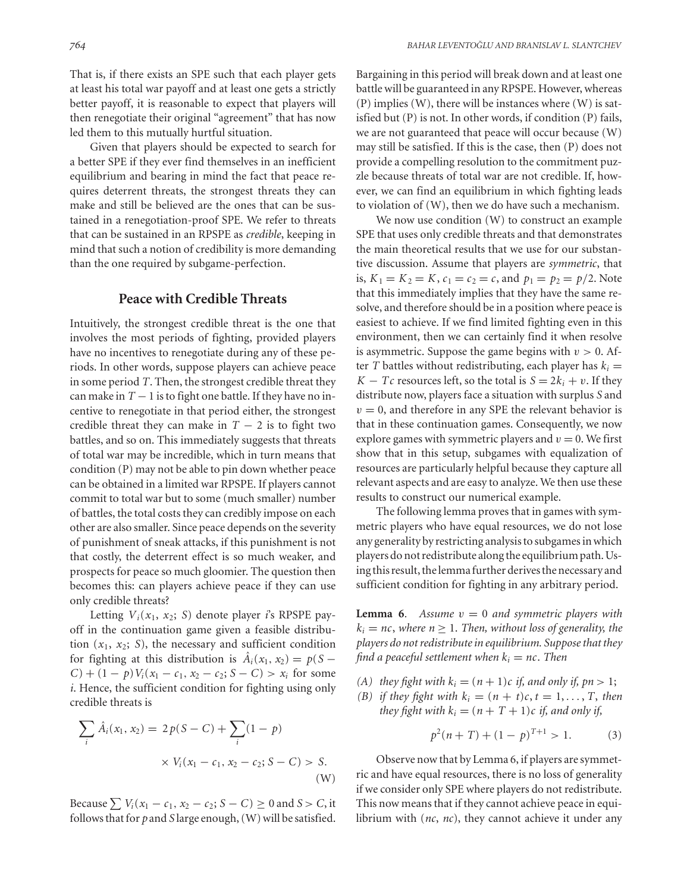That is, if there exists an SPE such that each player gets at least his total war payoff and at least one gets a strictly better payoff, it is reasonable to expect that players will then renegotiate their original "agreement" that has now led them to this mutually hurtful situation.

Given that players should be expected to search for a better SPE if they ever find themselves in an inefficient equilibrium and bearing in mind the fact that peace requires deterrent threats, the strongest threats they can make and still be believed are the ones that can be sustained in a renegotiation-proof SPE. We refer to threats that can be sustained in an RPSPE as *credible*, keeping in mind that such a notion of credibility is more demanding than the one required by subgame-perfection.

## Peace with Credible Threats

Intuitively, the strongest credible threat is the one that involves the most periods of fighting, provided players have no incentives to renegotiate during any of these periods. In other words, suppose players can achieve peace in some period $T$. Then, the strongest credible threat they can make in $T-1$ is to fight one battle. If they have no incentive to renegotiate in that period either, the strongest credible threat they can make in $T-2$ is to fight two battles, and so on. This immediately suggests that threats of total war may be incredible, which in turn means that condition (P) may not be able to pin down whether peace can be obtained in a limited war RPSPE. If players cannot commit to total war but to some (much smaller) number of battles, the total costs they can credibly impose on each other are also smaller. Since peace depends on the severity of punishment of sneak attacks, if this punishment is not that costly, the deterrent effect is so much weaker, and prospects for peace so much gloomier. The question then becomes this: can players achieve peace if they can use only credible threats?

Letting $V_i(x_1, x_2; S)$ denote player $i$'s RPSPE payoff in the continuation game given a feasible distribution $(x_1, x_2; S)$, the necessary and sufficient condition for fighting at this distribution is $\hat{A}_i(x_1, x_2) = p(S - C) + (1-p)V_i(x_1 - c_1, x_2 - c_2; S - C) > x_i$ for some $i$. Hence, the sufficient condition for fighting using only credible threats is

$$\sum_i \hat{A}_i(x_1, x_2) = 2p(S - C) + \sum_i (1-p) \times V_i(x_1 - c_1, x_2 - c_2; S - C) > S. \quad \text{(W)}$$

Because $\sum V_i(x_1 - c_1, x_2 - c_2; S - C) \geq 0$ and $S > C$, it follows that for $p$ and $S$ large enough, (W) will be satisfied. Bargaining in this period will break down and at least one battle will be guaranteed in any RPSPE. However, whereas (P) implies (W), there will be instances where (W) is satisfied but (P) is not. In other words, if condition (P) fails, we are not guaranteed that peace will occur because (W) may still be satisfied. If this is the case, then (P) does not provide a compelling resolution to the commitment puzzle because threats of total war are not credible. If, however, we can find an equilibrium in which fighting leads to violation of (W), then we do have such a mechanism.

We now use condition (W) to construct an example SPE that uses only credible threats and that demonstrates the main theoretical results that we use for our substantive discussion. Assume that players are *symmetric*, that is, $K_1 = K_2 = K$, $c_1 = c_2 = c$, and $p_1 = p_2 = p/2$. Note that this immediately implies that they have the same resolve, and therefore should be in a position where peace is easiest to achieve. If we find limited fighting even in this environment, then we can certainly find it when resolve is asymmetric. Suppose the game begins with $v > 0$. After $T$ battles without redistributing, each player has $k_i = K - Tc$ resources left, so the total is $S = 2k_i + v$. If they distribute now, players face a situation with surplus $S$ and $v = 0$, and therefore in any SPE the relevant behavior is that in these continuation games. Consequently, we now explore games with symmetric players and $v = 0$. We first show that in this setup, subgames with equalization of resources are particularly helpful because they capture all relevant aspects and are easy to analyze. We then use these results to construct our numerical example.

The following lemma proves that in games with symmetric players who have equal resources, we do not lose any generality by restricting analysis to subgames in which players do not redistribute along the equilibrium path. Using this result, the lemma further derives the necessary and sufficient condition for fighting in any arbitrary period.

**Lemma 6**. *Assume $v = 0$ and symmetric players with $k_i = nc$, where $n \geq 1$. Then, without loss of generality, the players do not redistribute in equilibrium. Suppose that they find a peaceful settlement when $k_i = nc$. Then*

*(A) they fight with $k_i = (n+1)c$ if, and only if, $pn > 1$;*
*(B) if they fight with $k_i = (n+t)c$, $t = 1, \ldots, T$, then they fight with $k_i = (n+T+1)c$ if, and only if,*

$$p^2(n+T) + (1-p)^{T+1} > 1. \quad (3)$$

Observe now that by Lemma 6, if players are symmetric and have equal resources, there is no loss of generality if we consider only SPE where players do not redistribute. This now means that if they cannot achieve peace in equilibrium with $(nc, nc)$, they cannot achieve it under any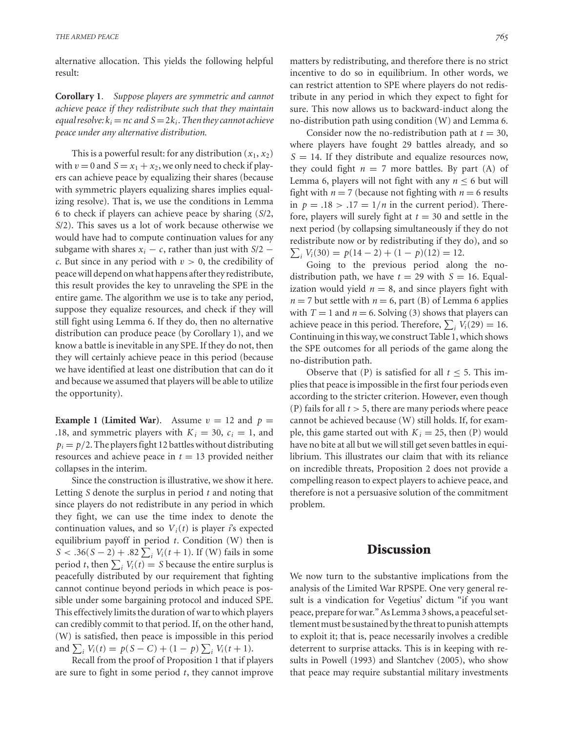alternative allocation. This yields the following helpful result:

**Corollary 1**. *Suppose players are symmetric and cannot achieve peace if they redistribute such that they maintain equal resolve: $k_i = nc$ and $S = 2k_i$. Then they cannot achieve peace under any alternative distribution.*

This is a powerful result: for any distribution $(x_1, x_2)$ with $v = 0$ and $S = x_1 + x_2$, we only need to check if players can achieve peace by equalizing their shares (because with symmetric players equalizing shares implies equalizing resolve). That is, we use the conditions in Lemma 6 to check if players can achieve peace by sharing ($S/2$, $S/2$). This saves us a lot of work because otherwise we would have had to compute continuation values for any subgame with shares $x_i - c$, rather than just with $S/2 - c$. But since in any period with $v > 0$, the credibility of peace will depend on what happens after they redistribute, this result provides the key to unraveling the SPE in the entire game. The algorithm we use is to take any period, suppose they equalize resources, and check if they will still fight using Lemma 6. If they do, then no alternative distribution can produce peace (by Corollary 1), and we know a battle is inevitable in any SPE. If they do not, then they will certainly achieve peace in this period (because we have identified at least one distribution that can do it and because we assumed that players will be able to utilize the opportunity).

**Example 1 (Limited War)**. Assume $v = 12$ and $p = .18$, and symmetric players with $K_i = 30$, $c_i = 1$, and $p_i = p/2$. The players fight 12 battles without distributing resources and achieve peace in $t = 13$ provided neither collapses in the interim.

Since the construction is illustrative, we show it here. Letting $S$ denote the surplus in period $t$ and noting that since players do not redistribute in any period in which they fight, we can use the time index to denote the continuation values, and so $V_i(t)$ is player $i$'s expected equilibrium payoff in period $t$. Condition (W) then is $S < .36(S - 2) + .82 \sum_i V_i(t + 1)$. If (W) fails in some period $t$, then $\sum_i V_i(t) = S$ because the entire surplus is peacefully distributed by our requirement that fighting cannot continue beyond periods in which peace is possible under some bargaining protocol and induced SPE. This effectively limits the duration of war to which players can credibly commit to that period. If, on the other hand, (W) is satisfied, then peace is impossible in this period and $\sum_i V_i(t) = p(S - C) + (1 - p) \sum_i V_i(t + 1)$.

Recall from the proof of Proposition 1 that if players are sure to fight in some period $t$, they cannot improve matters by redistributing, and therefore there is no strict incentive to do so in equilibrium. In other words, we can restrict attention to SPE where players do not redistribute in any period in which they expect to fight for sure. This now allows us to backward-induct along the no-distribution path using condition (W) and Lemma 6.

Consider now the no-redistribution path at $t = 30$, where players have fought 29 battles already, and so $S = 14$. If they distribute and equalize resources now, they could fight $n = 7$ more battles. By part (A) of Lemma 6, players will not fight with any $n \leq 6$ but will fight with $n = 7$ (because not fighting with $n = 6$ results in $p = .18 > .17 = 1/n$ in the current period). Therefore, players will surely fight at $t = 30$ and settle in the next period (by collapsing simultaneously if they do not redistribute now or by redistributing if they do), and so $\sum_i V_i(30) = p(14 - 2) + (1 - p)(12) = 12$.

Going to the previous period along the no-distribution path, we have $t = 29$ with $S = 16$. Equalization would yield $n = 8$, and since players fight with $n = 7$ but settle with $n = 6$, part (B) of Lemma 6 applies with $T = 1$ and $n = 6$. Solving (3) shows that players can achieve peace in this period. Therefore, $\sum_i V_i(29) = 16$. Continuing in this way, we construct Table 1, which shows the SPE outcomes for all periods of the game along the no-distribution path.

Observe that (P) is satisfied for all $t \leq 5$. This implies that peace is impossible in the first four periods even according to the stricter criterion. However, even though (P) fails for all $t > 5$, there are many periods where peace cannot be achieved because (W) still holds. If, for example, this game started out with $K_i = 25$, then (P) would have no bite at all but we will still get seven battles in equilibrium. This illustrates our claim that with its reliance on incredible threats, Proposition 2 does not provide a compelling reason to expect players to achieve peace, and therefore is not a persuasive solution of the commitment problem.

## Discussion

We now turn to the substantive implications from the analysis of the Limited War RPSPE. One very general result is a vindication for Vegetius' dictum "if you want peace, prepare for war." As Lemma 3 shows, a peaceful settlement must be sustained by the threat to punish attempts to exploit it; that is, peace necessarily involves a credible deterrent to surprise attacks. This is in keeping with results in Powell (1993) and Slantchev (2005), who show that peace may require substantial military investments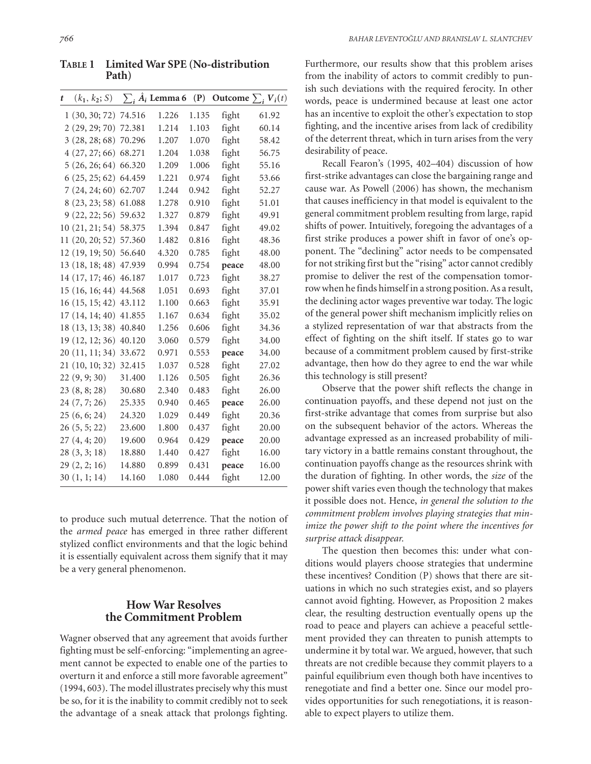**Table 1 Limited War SPE (No-distribution Path)**

| $t$ | $(k_1, k_2; S)$ | $\sum_i \hat{A}_i$ | Lemma 6 | (P) | Outcome | $\sum_i V_i(t)$ |
|---|---|---|---|---|---|---|
| 1 | (30, 30; 72) | 74.516 | 1.226 | 1.135 | fight | 61.92 |
| 2 | (29, 29; 70) | 72.381 | 1.214 | 1.103 | fight | 60.14 |
| 3 | (28, 28; 68) | 70.296 | 1.207 | 1.070 | fight | 58.42 |
| 4 | (27, 27; 66) | 68.271 | 1.204 | 1.038 | fight | 56.75 |
| 5 | (26, 26; 64) | 66.320 | 1.209 | 1.006 | fight | 55.16 |
| 6 | (25, 25; 62) | 64.459 | 1.221 | 0.974 | fight | 53.66 |
| 7 | (24, 24; 60) | 62.707 | 1.244 | 0.942 | fight | 52.27 |
| 8 | (23, 23; 58) | 61.088 | 1.278 | 0.910 | fight | 51.01 |
| 9 | (22, 22; 56) | 59.632 | 1.327 | 0.879 | fight | 49.91 |
| 10 | (21, 21; 54) | 58.375 | 1.394 | 0.847 | fight | 49.02 |
| 11 | (20, 20; 52) | 57.360 | 1.482 | 0.816 | fight | 48.36 |
| 12 | (19, 19; 50) | 56.640 | 4.320 | 0.785 | fight | 48.00 |
| 13 | (18, 18; 48) | 47.939 | 0.994 | 0.754 | **peace** | 48.00 |
| 14 | (17, 17; 46) | 46.187 | 1.017 | 0.723 | fight | 38.27 |
| 15 | (16, 16; 44) | 44.568 | 1.051 | 0.693 | fight | 37.01 |
| 16 | (15, 15; 42) | 43.112 | 1.100 | 0.663 | fight | 35.91 |
| 17 | (14, 14; 40) | 41.855 | 1.167 | 0.634 | fight | 35.02 |
| 18 | (13, 13; 38) | 40.840 | 1.256 | 0.606 | fight | 34.36 |
| 19 | (12, 12; 36) | 40.120 | 3.060 | 0.579 | fight | 34.00 |
| 20 | (11, 11; 34) | 33.672 | 0.971 | 0.553 | **peace** | 34.00 |
| 21 | (10, 10; 32) | 32.415 | 1.037 | 0.528 | fight | 27.02 |
| 22 | (9, 9; 30) | 31.400 | 1.126 | 0.505 | fight | 26.36 |
| 23 | (8, 8; 28) | 30.680 | 2.340 | 0.483 | fight | 26.00 |
| 24 | (7, 7; 26) | 25.335 | 0.940 | 0.465 | **peace** | 26.00 |
| 25 | (6, 6; 24) | 24.320 | 1.029 | 0.449 | fight | 20.36 |
| 26 | (5, 5; 22) | 23.600 | 1.800 | 0.437 | fight | 20.00 |
| 27 | (4, 4; 20) | 19.600 | 0.964 | 0.429 | **peace** | 20.00 |
| 28 | (3, 3; 18) | 18.880 | 1.440 | 0.427 | fight | 16.00 |
| 29 | (2, 2; 16) | 14.880 | 0.899 | 0.431 | **peace** | 16.00 |
| 30 | (1, 1; 14) | 14.160 | 1.080 | 0.444 | fight | 12.00 |

to produce such mutual deterrence. That the notion of the *armed peace* has emerged in three rather different stylized conflict environments and that the logic behind it is essentially equivalent across them signify that it may be a very general phenomenon.

## How War Resolves the Commitment Problem

Wagner observed that any agreement that avoids further fighting must be self-enforcing: "implementing an agreement cannot be expected to enable one of the parties to overturn it and enforce a still more favorable agreement" (1994, 603). The model illustrates precisely why this must be so, for it is the inability to commit credibly not to seek the advantage of a sneak attack that prolongs fighting. Furthermore, our results show that this problem arises from the inability of actors to commit credibly to punish such deviations with the required ferocity. In other words, peace is undermined because at least one actor has an incentive to exploit the other's expectation to stop fighting, and the incentive arises from lack of credibility of the deterrent threat, which in turn arises from the very desirability of peace.

Recall Fearon's (1995, 402–404) discussion of how first-strike advantages can close the bargaining range and cause war. As Powell (2006) has shown, the mechanism that causes inefficiency in that model is equivalent to the general commitment problem resulting from large, rapid shifts of power. Intuitively, foregoing the advantages of a first strike produces a power shift in favor of one's opponent. The "declining" actor needs to be compensated for not striking first but the "rising" actor cannot credibly promise to deliver the rest of the compensation tomorrow when he finds himself in a strong position. As a result, the declining actor wages preventive war today. The logic of the general power shift mechanism implicitly relies on a stylized representation of war that abstracts from the effect of fighting on the shift itself. If states go to war because of a commitment problem caused by first-strike advantage, then how do they agree to end the war while this technology is still present?

Observe that the power shift reflects the change in continuation payoffs, and these depend not just on the first-strike advantage that comes from surprise but also on the subsequent behavior of the actors. Whereas the advantage expressed as an increased probability of military victory in a battle remains constant throughout, the continuation payoffs change as the resources shrink with the duration of fighting. In other words, the *size* of the power shift varies even though the technology that makes it possible does not. Hence, *in general the solution to the commitment problem involves playing strategies that minimize the power shift to the point where the incentives for surprise attack disappear.*

The question then becomes this: under what conditions would players choose strategies that undermine these incentives? Condition (P) shows that there are situations in which no such strategies exist, and so players cannot avoid fighting. However, as Proposition 2 makes clear, the resulting destruction eventually opens up the road to peace and players can achieve a peaceful settlement provided they can threaten to punish attempts to undermine it by total war. We argued, however, that such threats are not credible because they commit players to a painful equilibrium even though both have incentives to renegotiate and find a better one. Since our model provides opportunities for such renegotiations, it is reasonable to expect players to utilize them.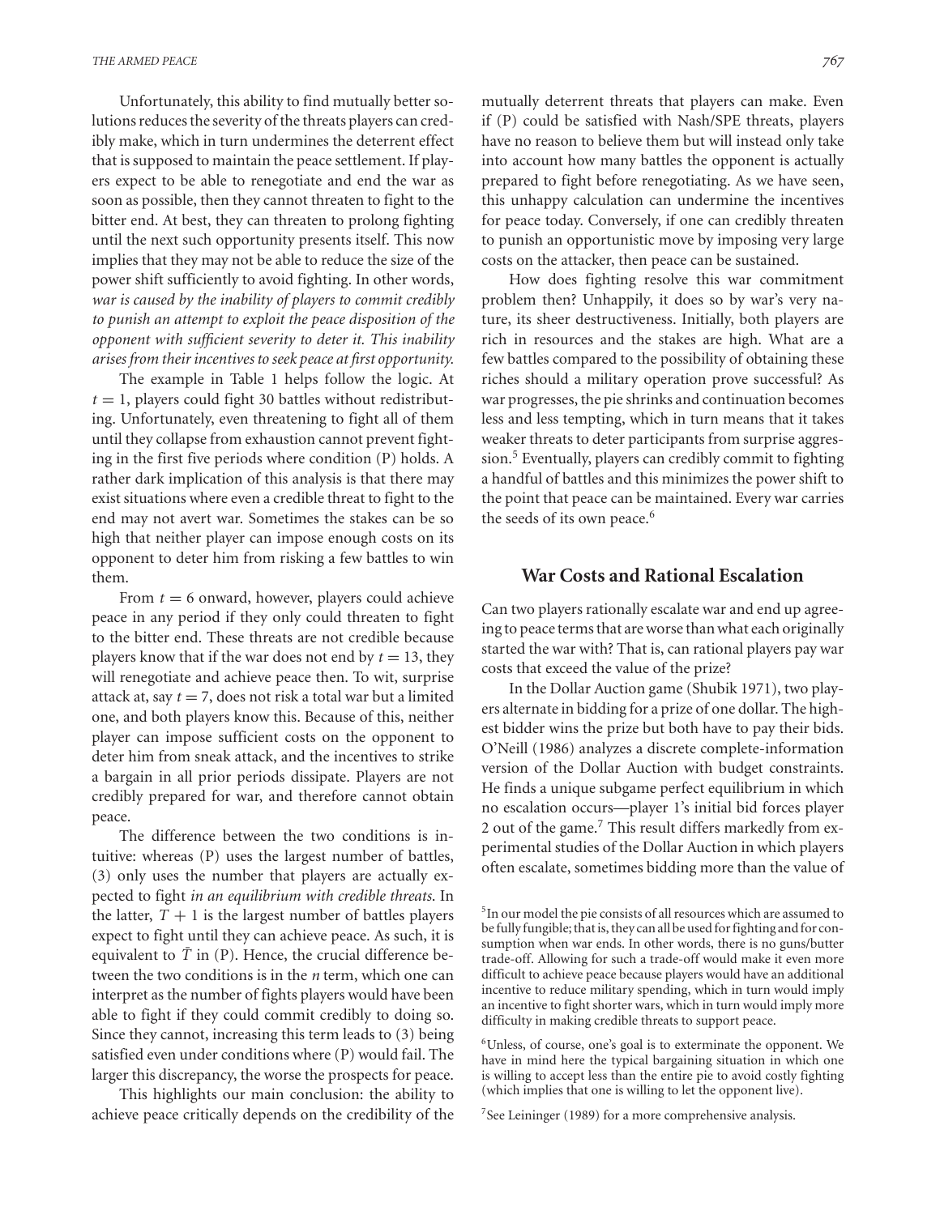Unfortunately, this ability to find mutually better solutions reduces the severity of the threats players can credibly make, which in turn undermines the deterrent effect that is supposed to maintain the peace settlement. If players expect to be able to renegotiate and end the war as soon as possible, then they cannot threaten to fight to the bitter end. At best, they can threaten to prolong fighting until the next such opportunity presents itself. This now implies that they may not be able to reduce the size of the power shift sufficiently to avoid fighting. In other words, *war is caused by the inability of players to commit credibly to punish an attempt to exploit the peace disposition of the opponent with sufficient severity to deter it. This inability arises from their incentives to seek peace at first opportunity.*

The example in Table 1 helps follow the logic. At $t = 1$, players could fight 30 battles without redistributing. Unfortunately, even threatening to fight all of them until they collapse from exhaustion cannot prevent fighting in the first five periods where condition (P) holds. A rather dark implication of this analysis is that there may exist situations where even a credible threat to fight to the end may not avert war. Sometimes the stakes can be so high that neither player can impose enough costs on its opponent to deter him from risking a few battles to win them.

From $t = 6$ onward, however, players could achieve peace in any period if they only could threaten to fight to the bitter end. These threats are not credible because players know that if the war does not end by $t = 13$, they will renegotiate and achieve peace then. To wit, surprise attack at, say $t = 7$, does not risk a total war but a limited one, and both players know this. Because of this, neither player can impose sufficient costs on the opponent to deter him from sneak attack, and the incentives to strike a bargain in all prior periods dissipate. Players are not credibly prepared for war, and therefore cannot obtain peace.

The difference between the two conditions is intuitive: whereas (P) uses the largest number of battles, (3) only uses the number that players are actually expected to fight *in an equilibrium with credible threats*. In the latter, $T + 1$ is the largest number of battles players expect to fight until they can achieve peace. As such, it is equivalent to $\bar{T}$ in (P). Hence, the crucial difference between the two conditions is in the $n$ term, which one can interpret as the number of fights players would have been able to fight if they could commit credibly to doing so. Since they cannot, increasing this term leads to (3) being satisfied even under conditions where (P) would fail. The larger this discrepancy, the worse the prospects for peace.

This highlights our main conclusion: the ability to achieve peace critically depends on the credibility of the mutually deterrent threats that players can make. Even if (P) could be satisfied with Nash/SPE threats, players have no reason to believe them but will instead only take into account how many battles the opponent is actually prepared to fight before renegotiating. As we have seen, this unhappy calculation can undermine the incentives for peace today. Conversely, if one can credibly threaten to punish an opportunistic move by imposing very large costs on the attacker, then peace can be sustained.

How does fighting resolve this war commitment problem then? Unhappily, it does so by war's very nature, its sheer destructiveness. Initially, both players are rich in resources and the stakes are high. What are a few battles compared to the possibility of obtaining these riches should a military operation prove successful? As war progresses, the pie shrinks and continuation becomes less and less tempting, which in turn means that it takes weaker threats to deter participants from surprise aggression.[5] Eventually, players can credibly commit to fighting a handful of battles and this minimizes the power shift to the point that peace can be maintained. Every war carries the seeds of its own peace.[6]

## War Costs and Rational Escalation

Can two players rationally escalate war and end up agreeing to peace terms that are worse than what each originally started the war with? That is, can rational players pay war costs that exceed the value of the prize?

In the Dollar Auction game (Shubik 1971), two players alternate in bidding for a prize of one dollar. The highest bidder wins the prize but both have to pay their bids. O'Neill (1986) analyzes a discrete complete-information version of the Dollar Auction with budget constraints. He finds a unique subgame perfect equilibrium in which no escalation occurs—player 1's initial bid forces player 2 out of the game.[7] This result differs markedly from experimental studies of the Dollar Auction in which players often escalate, sometimes bidding more than the value of

[5] In our model the pie consists of all resources which are assumed to be fully fungible; that is, they can all be used for fighting and for consumption when war ends. In other words, there is no guns/butter trade-off. Allowing for such a trade-off would make it even more difficult to achieve peace because players would have an additional incentive to reduce military spending, which in turn would imply an incentive to fight shorter wars, which in turn would imply more difficulty in making credible threats to support peace.

[6] Unless, of course, one's goal is to exterminate the opponent. We have in mind here the typical bargaining situation in which one is willing to accept less than the entire pie to avoid costly fighting (which implies that one is willing to let the opponent live).

[7] See Leininger (1989) for a more comprehensive analysis.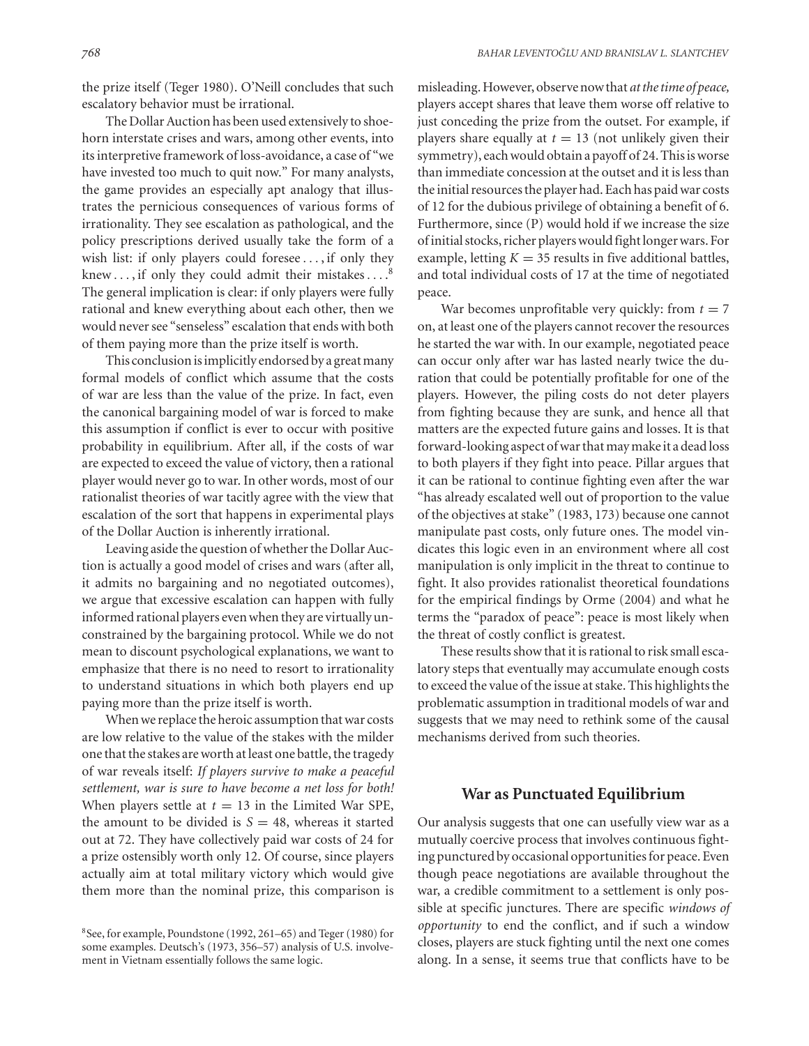the prize itself (Teger 1980). O'Neill concludes that such escalatory behavior must be irrational.

The Dollar Auction has been used extensively to shoehorn interstate crises and wars, among other events, into its interpretive framework of loss-avoidance, a case of "we have invested too much to quit now." For many analysts, the game provides an especially apt analogy that illustrates the pernicious consequences of various forms of irrationality. They see escalation as pathological, and the policy prescriptions derived usually take the form of a wish list: if only players could foresee . . . , if only they knew . . . , if only they could admit their mistakes . . . .[8] The general implication is clear: if only players were fully rational and knew everything about each other, then we would never see "senseless" escalation that ends with both of them paying more than the prize itself is worth.

This conclusion is implicitly endorsed by a great many formal models of conflict which assume that the costs of war are less than the value of the prize. In fact, even the canonical bargaining model of war is forced to make this assumption if conflict is ever to occur with positive probability in equilibrium. After all, if the costs of war are expected to exceed the value of victory, then a rational player would never go to war. In other words, most of our rationalist theories of war tacitly agree with the view that escalation of the sort that happens in experimental plays of the Dollar Auction is inherently irrational.

Leaving aside the question of whether the Dollar Auction is actually a good model of crises and wars (after all, it admits no bargaining and no negotiated outcomes), we argue that excessive escalation can happen with fully informed rational players even when they are virtually unconstrained by the bargaining protocol. While we do not mean to discount psychological explanations, we want to emphasize that there is no need to resort to irrationality to understand situations in which both players end up paying more than the prize itself is worth.

When we replace the heroic assumption that war costs are low relative to the value of the stakes with the milder one that the stakes are worth at least one battle, the tragedy of war reveals itself: *If players survive to make a peaceful settlement, war is sure to have become a net loss for both!* When players settle at $t = 13$ in the Limited War SPE, the amount to be divided is $S = 48$, whereas it started out at 72. They have collectively paid war costs of 24 for a prize ostensibly worth only 12. Of course, since players actually aim at total military victory which would give them more than the nominal prize, this comparison is misleading. However, observe now that *at the time of peace,* players accept shares that leave them worse off relative to just conceding the prize from the outset. For example, if players share equally at $t = 13$ (not unlikely given their symmetry), each would obtain a payoff of 24. This is worse than immediate concession at the outset and it is less than the initial resources the player had. Each has paid war costs of 12 for the dubious privilege of obtaining a benefit of 6. Furthermore, since (P) would hold if we increase the size of initial stocks, richer players would fight longer wars. For example, letting $K = 35$ results in five additional battles, and total individual costs of 17 at the time of negotiated peace.

War becomes unprofitable very quickly: from $t = 7$ on, at least one of the players cannot recover the resources he started the war with. In our example, negotiated peace can occur only after war has lasted nearly twice the duration that could be potentially profitable for one of the players. However, the piling costs do not deter players from fighting because they are sunk, and hence all that matters are the expected future gains and losses. It is that forward-looking aspect of war that may make it a dead loss to both players if they fight into peace. Pillar argues that it can be rational to continue fighting even after the war "has already escalated well out of proportion to the value of the objectives at stake" (1983, 173) because one cannot manipulate past costs, only future ones. The model vindicates this logic even in an environment where all cost manipulation is only implicit in the threat to continue to fight. It also provides rationalist theoretical foundations for the empirical findings by Orme (2004) and what he terms the "paradox of peace": peace is most likely when the threat of costly conflict is greatest.

These results show that it is rational to risk small escalatory steps that eventually may accumulate enough costs to exceed the value of the issue at stake. This highlights the problematic assumption in traditional models of war and suggests that we may need to rethink some of the causal mechanisms derived from such theories.

## War as Punctuated Equilibrium

Our analysis suggests that one can usefully view war as a mutually coercive process that involves continuous fighting punctured by occasional opportunities for peace. Even though peace negotiations are available throughout the war, a credible commitment to a settlement is only possible at specific junctures. There are specific *windows of opportunity* to end the conflict, and if such a window closes, players are stuck fighting until the next one comes along. In a sense, it seems true that conflicts have to be

[8] See, for example, Poundstone (1992, 261–65) and Teger (1980) for some examples. Deutsch's (1973, 356–57) analysis of U.S. involvement in Vietnam essentially follows the same logic.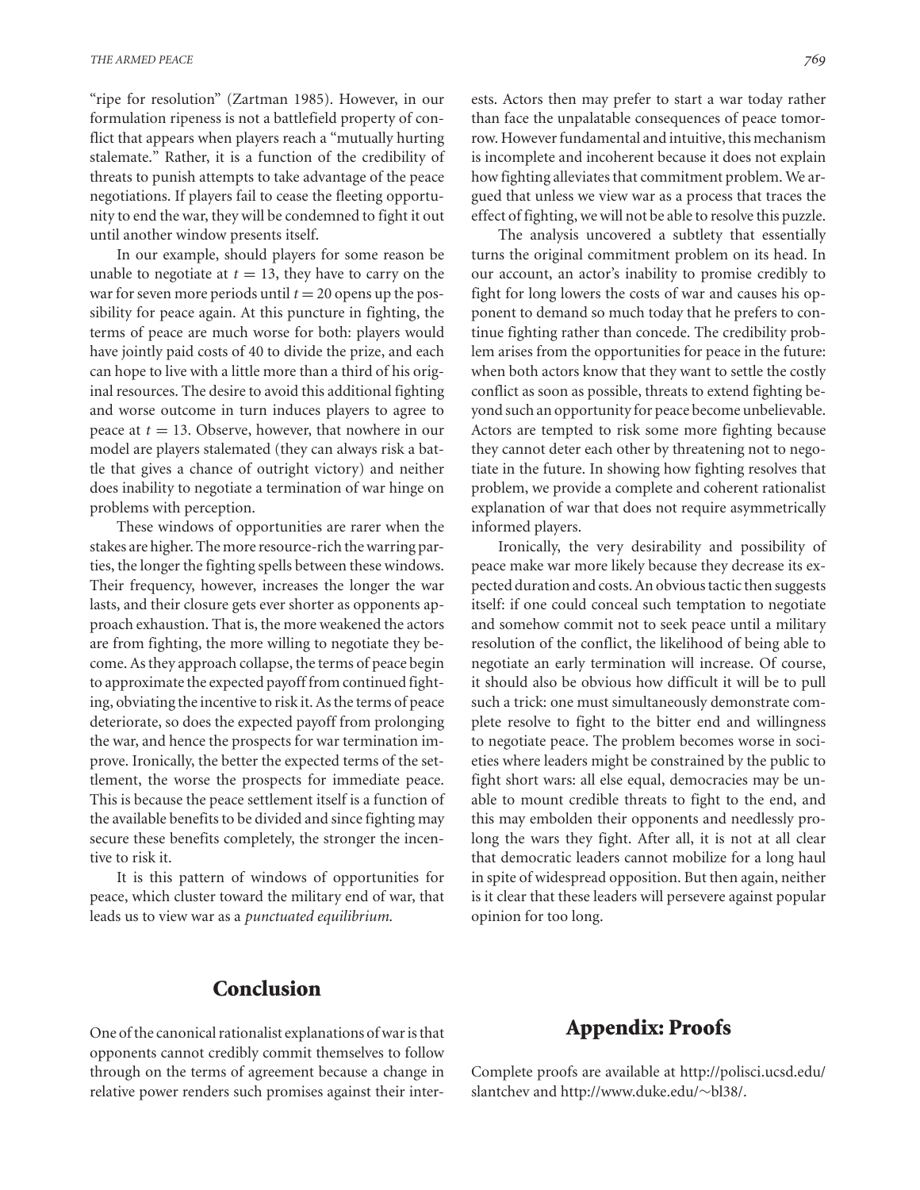"ripe for resolution" (Zartman 1985). However, in our formulation ripeness is not a battlefield property of conflict that appears when players reach a "mutually hurting stalemate." Rather, it is a function of the credibility of threats to punish attempts to take advantage of the peace negotiations. If players fail to cease the fleeting opportunity to end the war, they will be condemned to fight it out until another window presents itself.

In our example, should players for some reason be unable to negotiate at $t = 13$, they have to carry on the war for seven more periods until $t = 20$ opens up the possibility for peace again. At this puncture in fighting, the terms of peace are much worse for both: players would have jointly paid costs of 40 to divide the prize, and each can hope to live with a little more than a third of his original resources. The desire to avoid this additional fighting and worse outcome in turn induces players to agree to peace at $t = 13$. Observe, however, that nowhere in our model are players stalemated (they can always risk a battle that gives a chance of outright victory) and neither does inability to negotiate a termination of war hinge on problems with perception.

These windows of opportunities are rarer when the stakes are higher. The more resource-rich the warring parties, the longer the fighting spells between these windows. Their frequency, however, increases the longer the war lasts, and their closure gets ever shorter as opponents approach exhaustion. That is, the more weakened the actors are from fighting, the more willing to negotiate they become. As they approach collapse, the terms of peace begin to approximate the expected payoff from continued fighting, obviating the incentive to risk it. As the terms of peace deteriorate, so does the expected payoff from prolonging the war, and hence the prospects for war termination improve. Ironically, the better the expected terms of the settlement, the worse the prospects for immediate peace. This is because the peace settlement itself is a function of the available benefits to be divided and since fighting may secure these benefits completely, the stronger the incentive to risk it.

It is this pattern of windows of opportunities for peace, which cluster toward the military end of war, that leads us to view war as a *punctuated equilibrium.*

## Conclusion

One of the canonical rationalist explanations of war is that opponents cannot credibly commit themselves to follow through on the terms of agreement because a change in relative power renders such promises against their interests. Actors then may prefer to start a war today rather than face the unpalatable consequences of peace tomorrow. However fundamental and intuitive, this mechanism is incomplete and incoherent because it does not explain how fighting alleviates that commitment problem. We argued that unless we view war as a process that traces the effect of fighting, we will not be able to resolve this puzzle.

The analysis uncovered a subtlety that essentially turns the original commitment problem on its head. In our account, an actor's inability to promise credibly to fight for long lowers the costs of war and causes his opponent to demand so much today that he prefers to continue fighting rather than concede. The credibility problem arises from the opportunities for peace in the future: when both actors know that they want to settle the costly conflict as soon as possible, threats to extend fighting beyond such an opportunity for peace become unbelievable. Actors are tempted to risk some more fighting because they cannot deter each other by threatening not to negotiate in the future. In showing how fighting resolves that problem, we provide a complete and coherent rationalist explanation of war that does not require asymmetrically informed players.

Ironically, the very desirability and possibility of peace make war more likely because they decrease its expected duration and costs. An obvious tactic then suggests itself: if one could conceal such temptation to negotiate and somehow commit not to seek peace until a military resolution of the conflict, the likelihood of being able to negotiate an early termination will increase. Of course, it should also be obvious how difficult it will be to pull such a trick: one must simultaneously demonstrate complete resolve to fight to the bitter end and willingness to negotiate peace. The problem becomes worse in societies where leaders might be constrained by the public to fight short wars: all else equal, democracies may be unable to mount credible threats to fight to the end, and this may embolden their opponents and needlessly prolong the wars they fight. After all, it is not at all clear that democratic leaders cannot mobilize for a long haul in spite of widespread opposition. But then again, neither is it clear that these leaders will persevere against popular opinion for too long.

## Appendix: Proofs

Complete proofs are available at http://polisci.ucsd.edu/slantchev and http://www.duke.edu/~bl38/.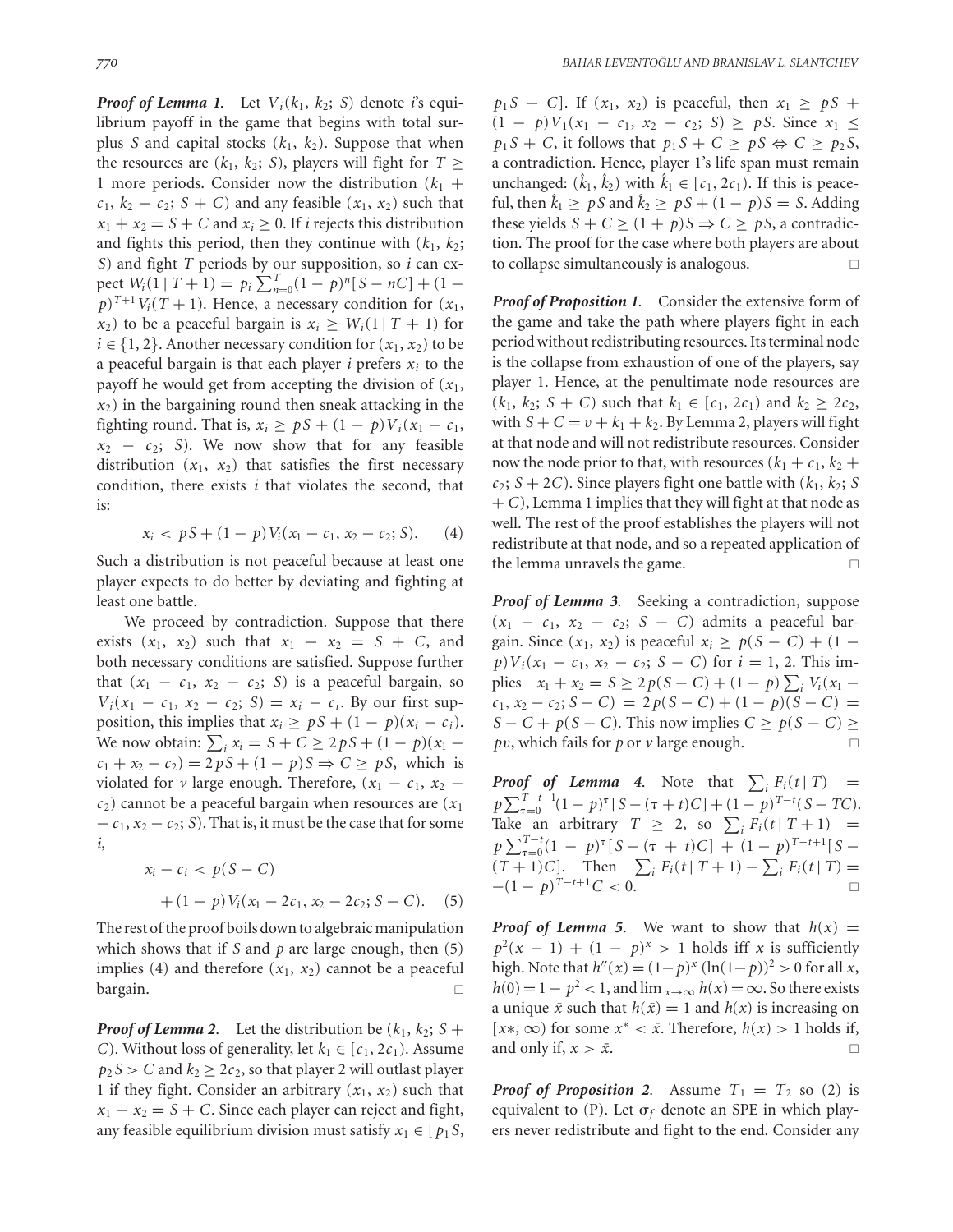***Proof of Lemma 1.*** Let $V_i(k_1, k_2; S)$ denote $i$'s equilibrium payoff in the game that begins with total surplus $S$ and capital stocks $(k_1, k_2)$. Suppose that when the resources are $(k_1, k_2; S)$, players will fight for $T \geq 1$ more periods. Consider now the distribution $(k_1 + c_1, k_2 + c_2; S + C)$ and any feasible $(x_1, x_2)$ such that $x_1 + x_2 = S + C$ and $x_i \geq 0$. If $i$ rejects this distribution and fights this period, then they continue with $(k_1, k_2; S)$ and fight $T$ periods by our supposition, so $i$ can expect $W_i(1 \mid T+1) = p_i \sum_{n=0}^{T}(1-p)^n[S - nC] + (1-p)^{T+1} V_i(T+1)$. Hence, a necessary condition for $(x_1, x_2)$ to be a peaceful bargain is $x_i \geq W_i(1 \mid T+1)$ for $i \in \{1, 2\}$. Another necessary condition for $(x_1, x_2)$ to be a peaceful bargain is that each player $i$ prefers $x_i$ to the payoff he would get from accepting the division of $(x_1, x_2)$ in the bargaining round then sneak attacking in the fighting round. That is, $x_i \geq pS + (1-p)V_i(x_1 - c_1, x_2 - c_2; S)$. We now show that for any feasible distribution $(x_1, x_2)$ that satisfies the first necessary condition, there exists $i$ that violates the second, that is:

$$x_i < pS + (1-p)V_i(x_1 - c_1, x_2 - c_2; S). \qquad (4)$$

Such a distribution is not peaceful because at least one player expects to do better by deviating and fighting at least one battle.

We proceed by contradiction. Suppose that there exists $(x_1, x_2)$ such that $x_1 + x_2 = S + C$, and both necessary conditions are satisfied. Suppose further that $(x_1 - c_1, x_2 - c_2; S)$ is a peaceful bargain, so $V_i(x_1 - c_1, x_2 - c_2; S) = x_i - c_i$. By our first supposition, this implies that $x_i \geq pS + (1-p)(x_i - c_i)$. We now obtain: $\sum_i x_i = S + C \geq 2pS + (1-p)(x_1 - c_1 + x_2 - c_2) = 2pS + (1-p)S \Rightarrow C \geq pS$, which is violated for $v$ large enough. Therefore, $(x_1 - c_1, x_2 - c_2)$ cannot be a peaceful bargain when resources are $(x_1 - c_1, x_2 - c_2; S)$. That is, it must be the case that for some $i$,

$$x_i - c_i < p(S - C) + (1-p)V_i(x_1 - 2c_1, x_2 - 2c_2; S - C). \qquad (5)$$

The rest of the proof boils down to algebraic manipulation which shows that if $S$ and $p$ are large enough, then (5) implies (4) and therefore $(x_1, x_2)$ cannot be a peaceful bargain. □

***Proof of Lemma 2.*** Let the distribution be $(k_1, k_2; S + C)$. Without loss of generality, let $k_1 \in [c_1, 2c_1)$. Assume $p_2 S > C$ and $k_2 \geq 2c_2$, so that player 2 will outlast player 1 if they fight. Consider an arbitrary $(x_1, x_2)$ such that $x_1 + x_2 = S + C$. Since each player can reject and fight, any feasible equilibrium division must satisfy $x_1 \in [p_1 S, p_1 S + C]$. If $(x_1, x_2)$ is peaceful, then $x_1 \geq pS + (1-p)V_1(x_1 - c_1, x_2 - c_2; S) \geq pS$. Since $x_1 \leq p_1 S + C$, it follows that $p_1 S + C \geq pS \Leftrightarrow C \geq p_2 S$, a contradiction. Hence, player 1's life span must remain unchanged: $(\hat{k}_1, \hat{k}_2)$ with $\hat{k}_1 \in [c_1, 2c_1)$. If this is peaceful, then $\hat{k}_1 \geq pS$ and $\hat{k}_2 \geq pS + (1-p)S = S$. Adding these yields $S + C \geq (1+p)S \Rightarrow C \geq pS$, a contradiction. The proof for the case where both players are about to collapse simultaneously is analogous. □

***Proof of Proposition 1.*** Consider the extensive form of the game and take the path where players fight in each period without redistributing resources. Its terminal node is the collapse from exhaustion of one of the players, say player 1. Hence, at the penultimate node resources are $(k_1, k_2; S + C)$ such that $k_1 \in [c_1, 2c_1)$ and $k_2 \geq 2c_2$, with $S + C = v + k_1 + k_2$. By Lemma 2, players will fight at that node and will not redistribute resources. Consider now the node prior to that, with resources $(k_1 + c_1, k_2 + c_2; S + 2C)$. Since players fight one battle with $(k_1, k_2; S + C)$, Lemma 1 implies that they will fight at that node as well. The rest of the proof establishes the players will not redistribute at that node, and so a repeated application of the lemma unravels the game. □

***Proof of Lemma 3.*** Seeking a contradiction, suppose $(x_1 - c_1, x_2 - c_2; S - C)$ admits a peaceful bargain. Since $(x_1, x_2)$ is peaceful $x_i \geq p(S - C) + (1-p)V_i(x_1 - c_1, x_2 - c_2; S - C)$ for $i = 1, 2$. This implies $x_1 + x_2 = S \geq 2p(S - C) + (1-p)\sum_i V_i(x_1 - c_1, x_2 - c_2; S - C) = 2p(S - C) + (1-p)(S - C) = S - C + p(S - C)$. This now implies $C \geq p(S - C) \geq pv$, which fails for $p$ or $v$ large enough. □

***Proof of Lemma 4.*** Note that $\sum_i F_i(t \mid T) = p\sum_{\tau=0}^{T-t-1}(1-p)^\tau[S - (\tau + t)C] + (1-p)^{T-t}(S - TC)$. Take an arbitrary $T \geq 2$, so $\sum_i F_i(t \mid T+1) = p\sum_{\tau=0}^{T-t}(1-p)^\tau[S - (\tau + t)C] + (1-p)^{T-t+1}[S - (T+1)C]$. Then $\sum_i F_i(t \mid T+1) - \sum_i F_i(t \mid T) = -(1-p)^{T-t+1}C < 0$. □

***Proof of Lemma 5.*** We want to show that $h(x) = p^2(x-1) + (1-p)^x > 1$ holds iff $x$ is sufficiently high. Note that $h''(x) = (1-p)^x(\ln(1-p))^2 > 0$ for all $x$, $h(0) = 1 - p^2 < 1$, and $\lim_{x \to \infty} h(x) = \infty$. So there exists a unique $\bar{x}$ such that $h(\bar{x}) = 1$ and $h(x)$ is increasing on $[x*, \infty)$ for some $x^* < \bar{x}$. Therefore, $h(x) > 1$ holds if, and only if, $x > \bar{x}$. □

***Proof of Proposition 2.*** Assume $T_1 = T_2$ so (2) is equivalent to (P). Let $\sigma_f$ denote an SPE in which players never redistribute and fight to the end. Consider any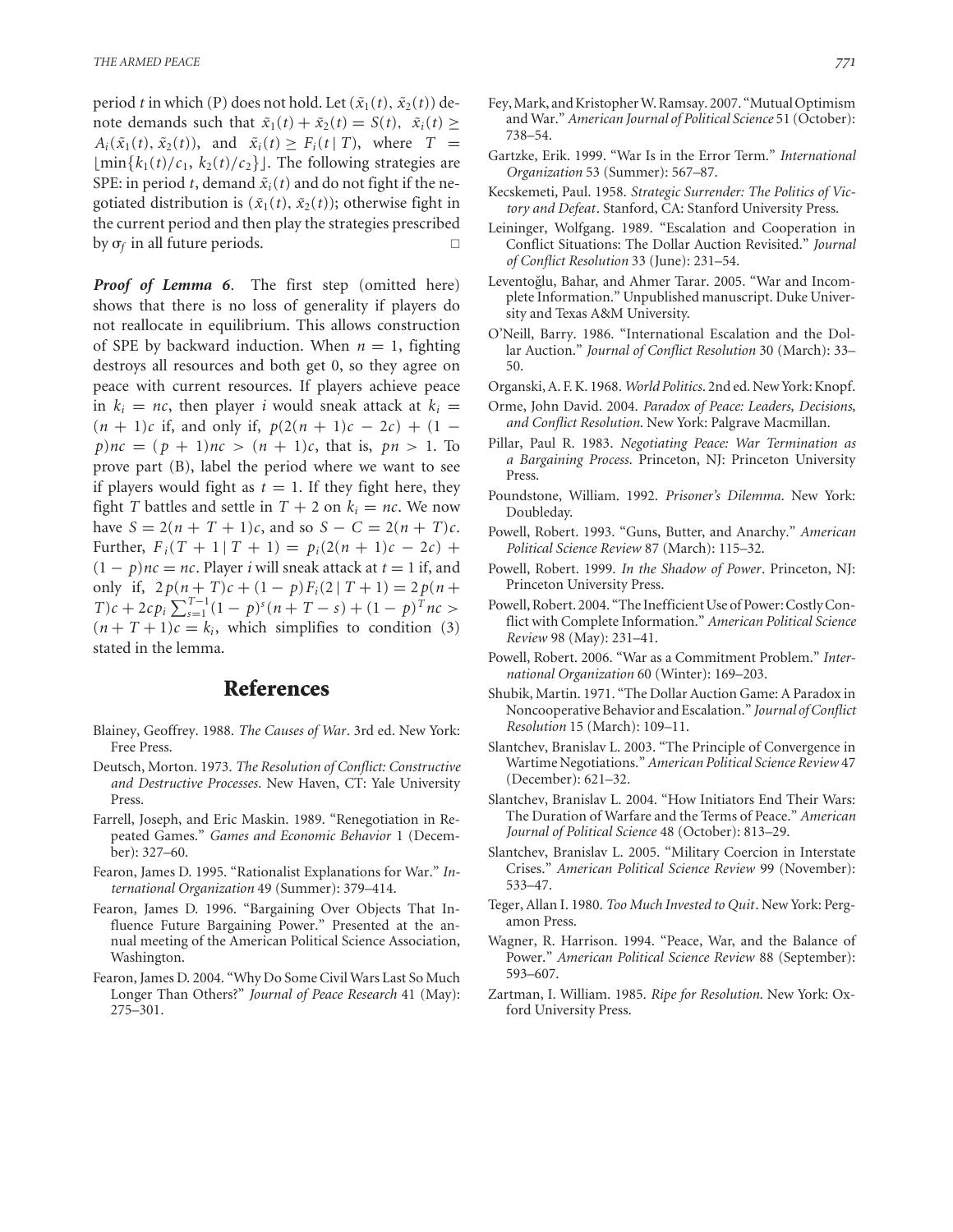period $t$ in which (P) does not hold. Let $(\tilde{x}_1(t), \tilde{x}_2(t))$ denote demands such that $\tilde{x}_1(t) + \tilde{x}_2(t) = S(t)$, $\tilde{x}_i(t) \geq A_i(\tilde{x}_1(t), \tilde{x}_2(t))$, and $\tilde{x}_i(t) \geq F_i(t \mid T)$, where $T = \lfloor \min\{k_1(t)/c_1, k_2(t)/c_2\} \rfloor$. The following strategies are SPE: in period $t$, demand $\tilde{x}_i(t)$ and do not fight if the negotiated distribution is $(\tilde{x}_1(t), \tilde{x}_2(t))$; otherwise fight in the current period and then play the strategies prescribed by $\sigma_f$ in all future periods. □

***Proof of Lemma 6*.** The first step (omitted here) shows that there is no loss of generality if players do not reallocate in equilibrium. This allows construction of SPE by backward induction. When $n = 1$, fighting destroys all resources and both get 0, so they agree on peace with current resources. If players achieve peace in $k_i = nc$, then player $i$ would sneak attack at $k_i = (n+1)c$ if, and only if, $p(2(n+1)c - 2c) + (1 - p)nc = (p+1)nc > (n+1)c$, that is, $pn > 1$. To prove part (B), label the period where we want to see if players would fight as $t = 1$. If they fight here, they fight $T$ battles and settle in $T + 2$ on $k_i = nc$. We now have $S = 2(n + T + 1)c$, and so $S - C = 2(n + T)c$. Further, $F_i(T + 1 \mid T + 1) = p_i(2(n+1)c - 2c) + (1 - p)nc = nc$. Player $i$ will sneak attack at $t = 1$ if, and only if, $2p(n + T)c + (1 - p)F_i(2 \mid T + 1) = 2p(n + T)c + 2cp_i \sum_{s=1}^{T-1}(1 - p)^s(n + T - s) + (1 - p)^T nc > (n + T + 1)c = k_i$, which simplifies to condition (3) stated in the lemma.

# References

Blainey, Geoffrey. 1988. *The Causes of War*. 3rd ed. New York: Free Press.

Deutsch, Morton. 1973. *The Resolution of Conflict: Constructive and Destructive Processes*. New Haven, CT: Yale University Press.

Farrell, Joseph, and Eric Maskin. 1989. "Renegotiation in Repeated Games." *Games and Economic Behavior* 1 (December): 327–60.

Fearon, James D. 1995. "Rationalist Explanations for War." *International Organization* 49 (Summer): 379–414.

Fearon, James D. 1996. "Bargaining Over Objects That Influence Future Bargaining Power." Presented at the annual meeting of the American Political Science Association, Washington.

Fearon, James D. 2004. "Why Do Some Civil Wars Last So Much Longer Than Others?" *Journal of Peace Research* 41 (May): 275–301.

Fey, Mark, and Kristopher W. Ramsay. 2007. "Mutual Optimism and War." *American Journal of Political Science* 51 (October): 738–54.

Gartzke, Erik. 1999. "War Is in the Error Term." *International Organization* 53 (Summer): 567–87.

Kecskemeti, Paul. 1958. *Strategic Surrender: The Politics of Victory and Defeat*. Stanford, CA: Stanford University Press.

Leininger, Wolfgang. 1989. "Escalation and Cooperation in Conflict Situations: The Dollar Auction Revisited." *Journal of Conflict Resolution* 33 (June): 231–54.

Leventoğlu, Bahar, and Ahmer Tarar. 2005. "War and Incomplete Information." Unpublished manuscript. Duke University and Texas A&M University.

O'Neill, Barry. 1986. "International Escalation and the Dollar Auction." *Journal of Conflict Resolution* 30 (March): 33–50.

Organski, A. F. K. 1968. *World Politics*. 2nd ed. New York: Knopf.

Orme, John David. 2004. *Paradox of Peace: Leaders, Decisions, and Conflict Resolution*. New York: Palgrave Macmillan.

Pillar, Paul R. 1983. *Negotiating Peace: War Termination as a Bargaining Process*. Princeton, NJ: Princeton University Press.

Poundstone, William. 1992. *Prisoner's Dilemma*. New York: Doubleday.

Powell, Robert. 1993. "Guns, Butter, and Anarchy." *American Political Science Review* 87 (March): 115–32.

Powell, Robert. 1999. *In the Shadow of Power*. Princeton, NJ: Princeton University Press.

Powell, Robert. 2004. "The Inefficient Use of Power: Costly Conflict with Complete Information." *American Political Science Review* 98 (May): 231–41.

Powell, Robert. 2006. "War as a Commitment Problem." *International Organization* 60 (Winter): 169–203.

Shubik, Martin. 1971. "The Dollar Auction Game: A Paradox in Noncooperative Behavior and Escalation." *Journal of Conflict Resolution* 15 (March): 109–11.

Slantchev, Branislav L. 2003. "The Principle of Convergence in Wartime Negotiations." *American Political Science Review* 47 (December): 621–32.

Slantchev, Branislav L. 2004. "How Initiators End Their Wars: The Duration of Warfare and the Terms of Peace." *American Journal of Political Science* 48 (October): 813–29.

Slantchev, Branislav L. 2005. "Military Coercion in Interstate Crises." *American Political Science Review* 99 (November): 533–47.

Teger, Allan I. 1980. *Too Much Invested to Quit*. New York: Pergamon Press.

Wagner, R. Harrison. 1994. "Peace, War, and the Balance of Power." *American Political Science Review* 88 (September): 593–607.

Zartman, I. William. 1985. *Ripe for Resolution*. New York: Oxford University Press.